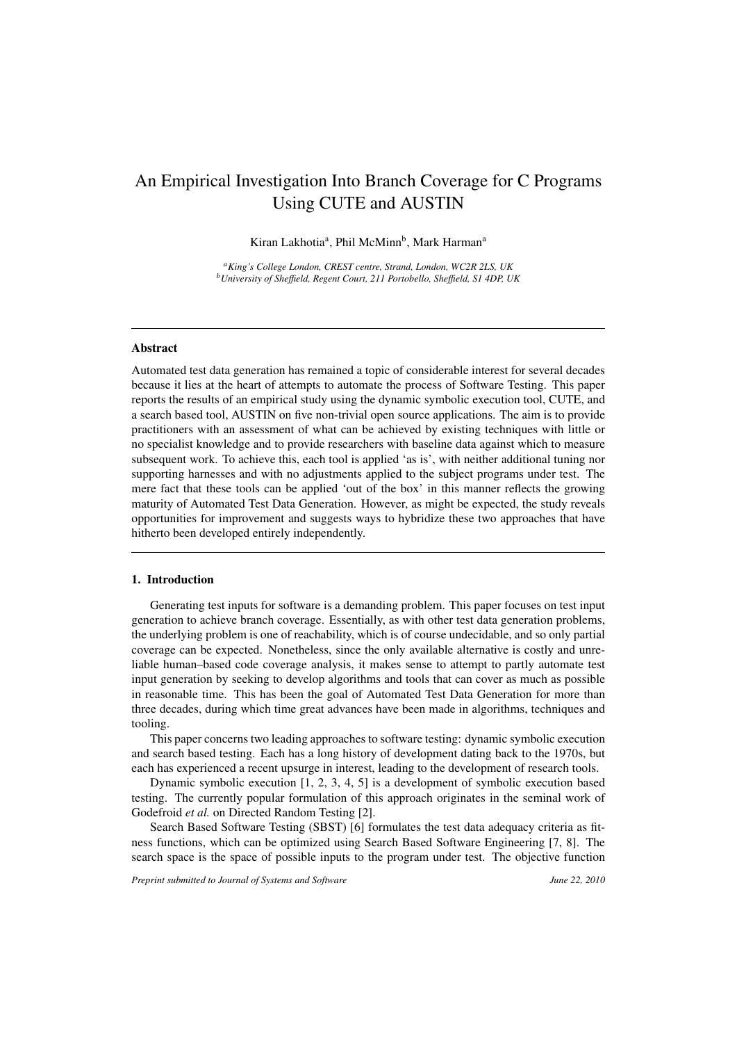# An Empirical Investigation Into Branch Coverage for C Programs Using CUTE and AUSTIN

Kiran Lakhotia[a], Phil McMinn[b], Mark Harman[a]

[a] *King's College London, CREST centre, Strand, London, WC2R 2LS, UK*
[b] *University of Sheffield, Regent Court, 211 Portobello, Sheffield, S1 4DP, UK*

---

## Abstract

Automated test data generation has remained a topic of considerable interest for several decades because it lies at the heart of attempts to automate the process of Software Testing. This paper reports the results of an empirical study using the dynamic symbolic execution tool, CUTE, and a search based tool, AUSTIN on five non-trivial open source applications. The aim is to provide practitioners with an assessment of what can be achieved by existing techniques with little or no specialist knowledge and to provide researchers with baseline data against which to measure subsequent work. To achieve this, each tool is applied 'as is', with neither additional tuning nor supporting harnesses and with no adjustments applied to the subject programs under test. The mere fact that these tools can be applied 'out of the box' in this manner reflects the growing maturity of Automated Test Data Generation. However, as might be expected, the study reveals opportunities for improvement and suggests ways to hybridize these two approaches that have hitherto been developed entirely independently.

---

## 1. Introduction

Generating test inputs for software is a demanding problem. This paper focuses on test input generation to achieve branch coverage. Essentially, as with other test data generation problems, the underlying problem is one of reachability, which is of course undecidable, and so only partial coverage can be expected. Nonetheless, since the only available alternative is costly and unreliable human–based code coverage analysis, it makes sense to attempt to partly automate test input generation by seeking to develop algorithms and tools that can cover as much as possible in reasonable time. This has been the goal of Automated Test Data Generation for more than three decades, during which time great advances have been made in algorithms, techniques and tooling.

This paper concerns two leading approaches to software testing: dynamic symbolic execution and search based testing. Each has a long history of development dating back to the 1970s, but each has experienced a recent upsurge in interest, leading to the development of research tools.

Dynamic symbolic execution [1, 2, 3, 4, 5] is a development of symbolic execution based testing. The currently popular formulation of this approach originates in the seminal work of Godefroid *et al.* on Directed Random Testing [2].

Search Based Software Testing (SBST) [6] formulates the test data adequacy criteria as fitness functions, which can be optimized using Search Based Software Engineering [7, 8]. The search space is the space of possible inputs to the program under test. The objective function

*Preprint submitted to Journal of Systems and Software* *June 22, 2010*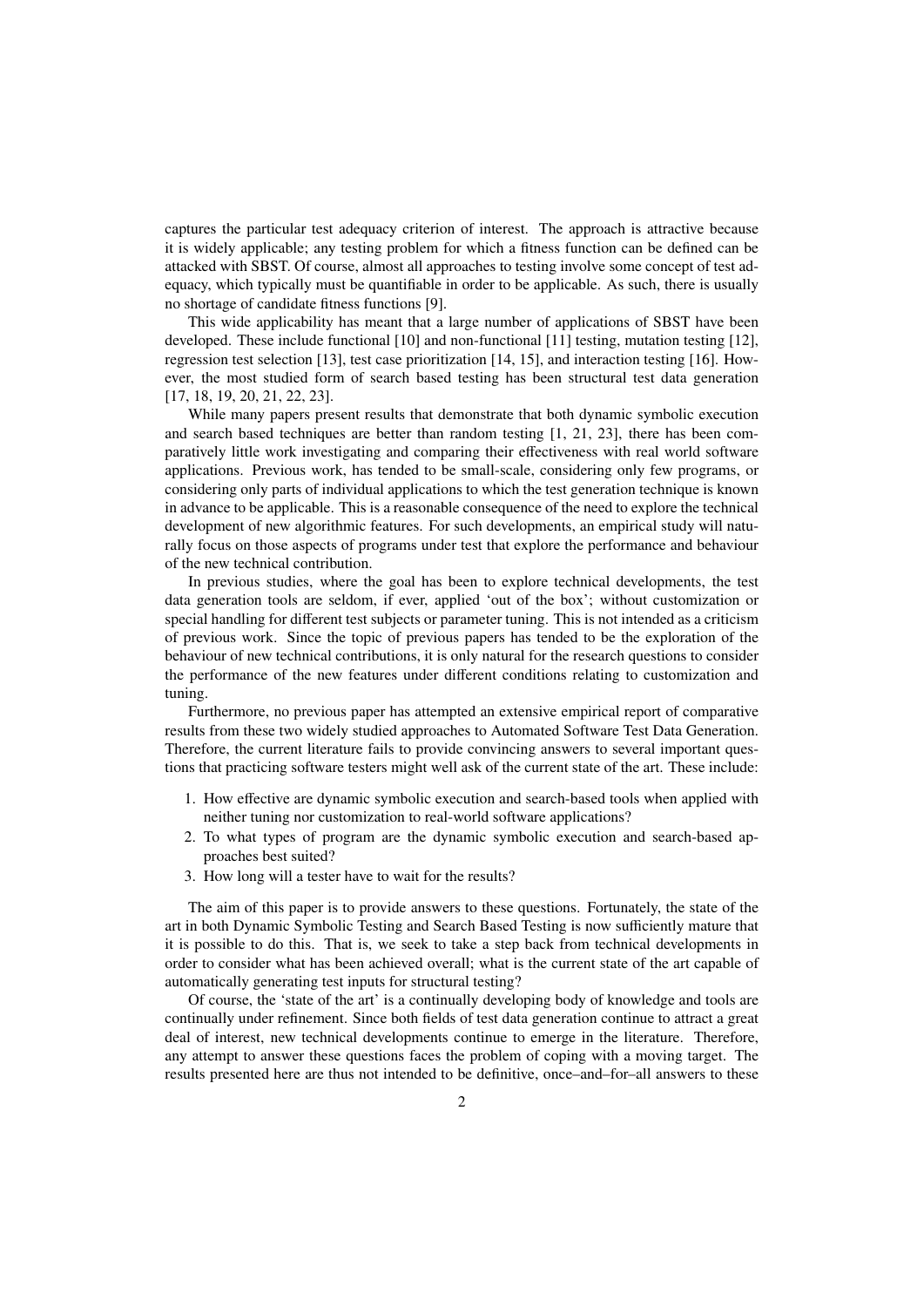captures the particular test adequacy criterion of interest. The approach is attractive because it is widely applicable; any testing problem for which a fitness function can be defined can be attacked with SBST. Of course, almost all approaches to testing involve some concept of test adequacy, which typically must be quantifiable in order to be applicable. As such, there is usually no shortage of candidate fitness functions [9].

This wide applicability has meant that a large number of applications of SBST have been developed. These include functional [10] and non-functional [11] testing, mutation testing [12], regression test selection [13], test case prioritization [14, 15], and interaction testing [16]. However, the most studied form of search based testing has been structural test data generation [17, 18, 19, 20, 21, 22, 23].

While many papers present results that demonstrate that both dynamic symbolic execution and search based techniques are better than random testing [1, 21, 23], there has been comparatively little work investigating and comparing their effectiveness with real world software applications. Previous work, has tended to be small-scale, considering only few programs, or considering only parts of individual applications to which the test generation technique is known in advance to be applicable. This is a reasonable consequence of the need to explore the technical development of new algorithmic features. For such developments, an empirical study will naturally focus on those aspects of programs under test that explore the performance and behaviour of the new technical contribution.

In previous studies, where the goal has been to explore technical developments, the test data generation tools are seldom, if ever, applied 'out of the box'; without customization or special handling for different test subjects or parameter tuning. This is not intended as a criticism of previous work. Since the topic of previous papers has tended to be the exploration of the behaviour of new technical contributions, it is only natural for the research questions to consider the performance of the new features under different conditions relating to customization and tuning.

Furthermore, no previous paper has attempted an extensive empirical report of comparative results from these two widely studied approaches to Automated Software Test Data Generation. Therefore, the current literature fails to provide convincing answers to several important questions that practicing software testers might well ask of the current state of the art. These include:

1. How effective are dynamic symbolic execution and search-based tools when applied with neither tuning nor customization to real-world software applications?
2. To what types of program are the dynamic symbolic execution and search-based approaches best suited?
3. How long will a tester have to wait for the results?

The aim of this paper is to provide answers to these questions. Fortunately, the state of the art in both Dynamic Symbolic Testing and Search Based Testing is now sufficiently mature that it is possible to do this. That is, we seek to take a step back from technical developments in order to consider what has been achieved overall; what is the current state of the art capable of automatically generating test inputs for structural testing?

Of course, the 'state of the art' is a continually developing body of knowledge and tools are continually under refinement. Since both fields of test data generation continue to attract a great deal of interest, new technical developments continue to emerge in the literature. Therefore, any attempt to answer these questions faces the problem of coping with a moving target. The results presented here are thus not intended to be definitive, once–and–for–all answers to these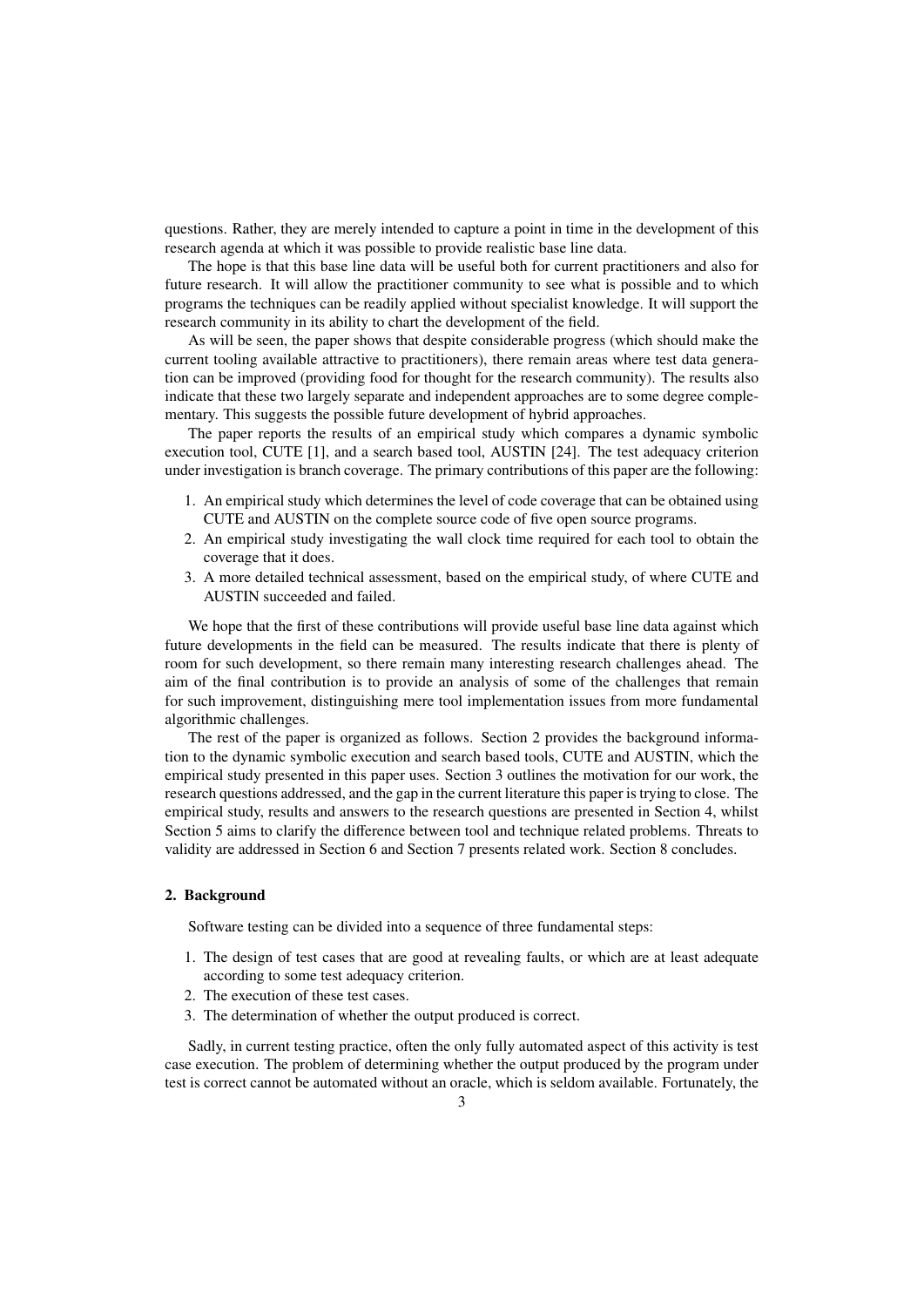questions. Rather, they are merely intended to capture a point in time in the development of this research agenda at which it was possible to provide realistic base line data.

The hope is that this base line data will be useful both for current practitioners and also for future research. It will allow the practitioner community to see what is possible and to which programs the techniques can be readily applied without specialist knowledge. It will support the research community in its ability to chart the development of the field.

As will be seen, the paper shows that despite considerable progress (which should make the current tooling available attractive to practitioners), there remain areas where test data generation can be improved (providing food for thought for the research community). The results also indicate that these two largely separate and independent approaches are to some degree complementary. This suggests the possible future development of hybrid approaches.

The paper reports the results of an empirical study which compares a dynamic symbolic execution tool, CUTE [1], and a search based tool, AUSTIN [24]. The test adequacy criterion under investigation is branch coverage. The primary contributions of this paper are the following:

1. An empirical study which determines the level of code coverage that can be obtained using CUTE and AUSTIN on the complete source code of five open source programs.
2. An empirical study investigating the wall clock time required for each tool to obtain the coverage that it does.
3. A more detailed technical assessment, based on the empirical study, of where CUTE and AUSTIN succeeded and failed.

We hope that the first of these contributions will provide useful base line data against which future developments in the field can be measured. The results indicate that there is plenty of room for such development, so there remain many interesting research challenges ahead. The aim of the final contribution is to provide an analysis of some of the challenges that remain for such improvement, distinguishing mere tool implementation issues from more fundamental algorithmic challenges.

The rest of the paper is organized as follows. Section 2 provides the background information to the dynamic symbolic execution and search based tools, CUTE and AUSTIN, which the empirical study presented in this paper uses. Section 3 outlines the motivation for our work, the research questions addressed, and the gap in the current literature this paper is trying to close. The empirical study, results and answers to the research questions are presented in Section 4, whilst Section 5 aims to clarify the difference between tool and technique related problems. Threats to validity are addressed in Section 6 and Section 7 presents related work. Section 8 concludes.

## 2. Background

Software testing can be divided into a sequence of three fundamental steps:

1. The design of test cases that are good at revealing faults, or which are at least adequate according to some test adequacy criterion.
2. The execution of these test cases.
3. The determination of whether the output produced is correct.

Sadly, in current testing practice, often the only fully automated aspect of this activity is test case execution. The problem of determining whether the output produced by the program under test is correct cannot be automated without an oracle, which is seldom available. Fortunately, the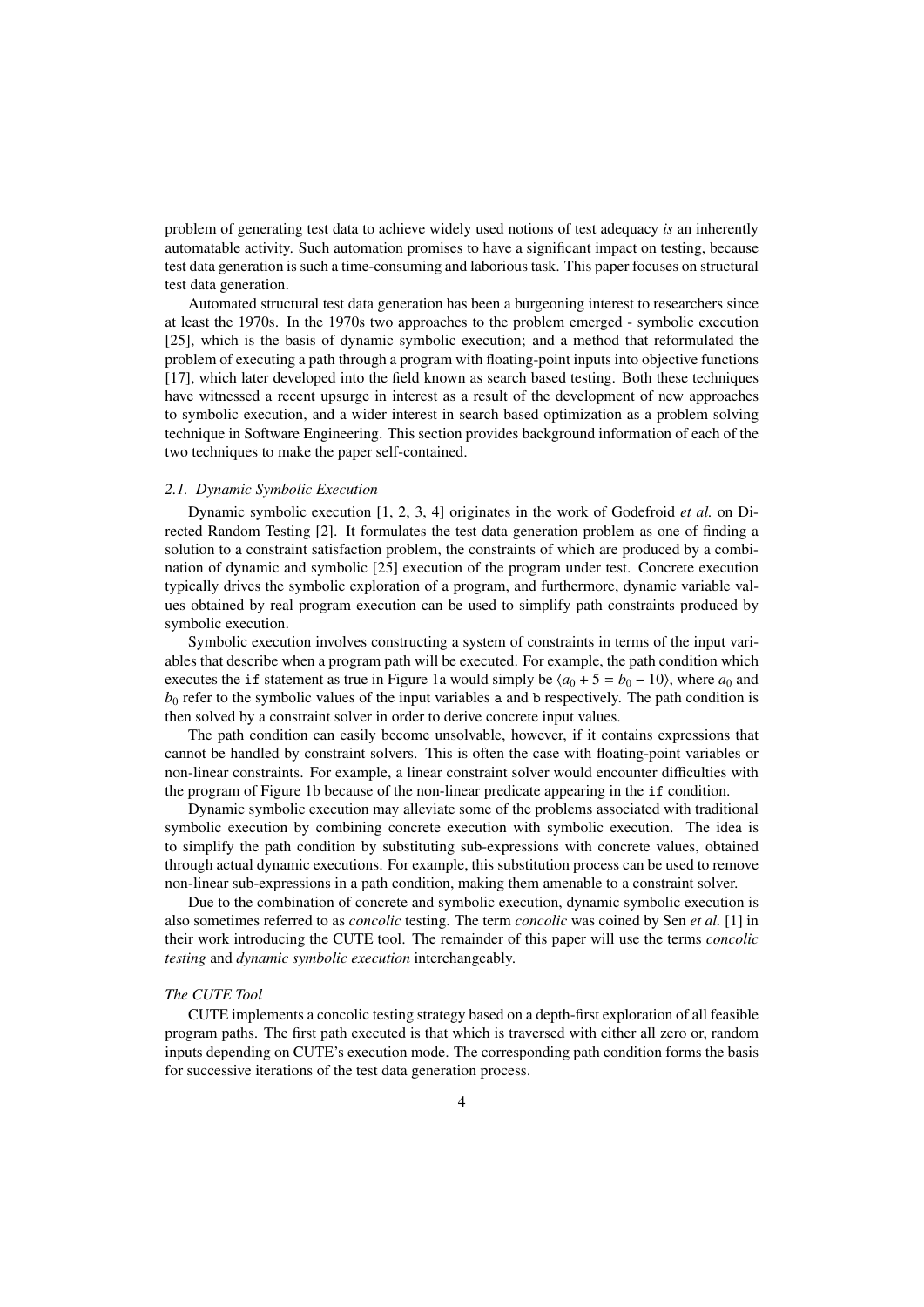problem of generating test data to achieve widely used notions of test adequacy *is* an inherently automatable activity. Such automation promises to have a significant impact on testing, because test data generation is such a time-consuming and laborious task. This paper focuses on structural test data generation.

Automated structural test data generation has been a burgeoning interest to researchers since at least the 1970s. In the 1970s two approaches to the problem emerged - symbolic execution [25], which is the basis of dynamic symbolic execution; and a method that reformulated the problem of executing a path through a program with floating-point inputs into objective functions [17], which later developed into the field known as search based testing. Both these techniques have witnessed a recent upsurge in interest as a result of the development of new approaches to symbolic execution, and a wider interest in search based optimization as a problem solving technique in Software Engineering. This section provides background information of each of the two techniques to make the paper self-contained.

### *2.1. Dynamic Symbolic Execution*

Dynamic symbolic execution [1, 2, 3, 4] originates in the work of Godefroid *et al.* on Directed Random Testing [2]. It formulates the test data generation problem as one of finding a solution to a constraint satisfaction problem, the constraints of which are produced by a combination of dynamic and symbolic [25] execution of the program under test. Concrete execution typically drives the symbolic exploration of a program, and furthermore, dynamic variable values obtained by real program execution can be used to simplify path constraints produced by symbolic execution.

Symbolic execution involves constructing a system of constraints in terms of the input variables that describe when a program path will be executed. For example, the path condition which executes the `if` statement as true in Figure 1a would simply be $\langle a_0 + 5 = b_0 - 10 \rangle$, where $a_0$ and $b_0$ refer to the symbolic values of the input variables `a` and `b` respectively. The path condition is then solved by a constraint solver in order to derive concrete input values.

The path condition can easily become unsolvable, however, if it contains expressions that cannot be handled by constraint solvers. This is often the case with floating-point variables or non-linear constraints. For example, a linear constraint solver would encounter difficulties with the program of Figure 1b because of the non-linear predicate appearing in the `if` condition.

Dynamic symbolic execution may alleviate some of the problems associated with traditional symbolic execution by combining concrete execution with symbolic execution. The idea is to simplify the path condition by substituting sub-expressions with concrete values, obtained through actual dynamic executions. For example, this substitution process can be used to remove non-linear sub-expressions in a path condition, making them amenable to a constraint solver.

Due to the combination of concrete and symbolic execution, dynamic symbolic execution is also sometimes referred to as *concolic* testing. The term *concolic* was coined by Sen *et al.* [1] in their work introducing the CUTE tool. The remainder of this paper will use the terms *concolic testing* and *dynamic symbolic execution* interchangeably.

#### *The CUTE Tool*

CUTE implements a concolic testing strategy based on a depth-first exploration of all feasible program paths. The first path executed is that which is traversed with either all zero or, random inputs depending on CUTE's execution mode. The corresponding path condition forms the basis for successive iterations of the test data generation process.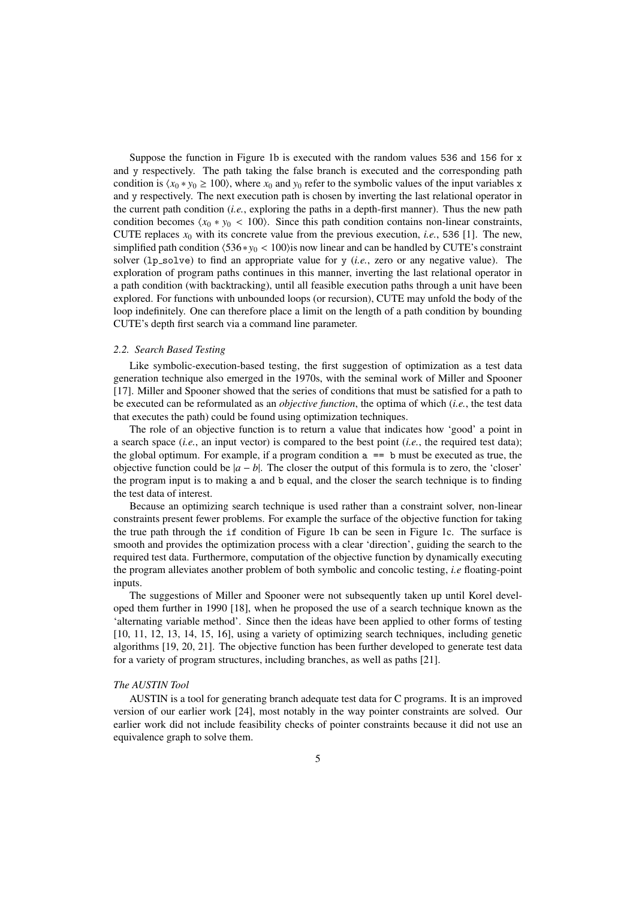Suppose the function in Figure 1b is executed with the random values `536` and `156` for `x` and `y` respectively. The path taking the false branch is executed and the corresponding path condition is $\langle x_0 * y_0 \geq 100 \rangle$, where $x_0$ and $y_0$ refer to the symbolic values of the input variables `x` and `y` respectively. The next execution path is chosen by inverting the last relational operator in the current path condition (*i.e.*, exploring the paths in a depth-first manner). Thus the new path condition becomes $\langle x_0 * y_0 < 100 \rangle$. Since this path condition contains non-linear constraints, CUTE replaces $x_0$ with its concrete value from the previous execution, *i.e.*, `536` [1]. The new, simplified path condition $\langle 536 * y_0 < 100 \rangle$is now linear and can be handled by CUTE's constraint solver (`lp_solve`) to find an appropriate value for `y` (*i.e.*, zero or any negative value). The exploration of program paths continues in this manner, inverting the last relational operator in a path condition (with backtracking), until all feasible execution paths through a unit have been explored. For functions with unbounded loops (or recursion), CUTE may unfold the body of the loop indefinitely. One can therefore place a limit on the length of a path condition by bounding CUTE's depth first search via a command line parameter.

### *2.2. Search Based Testing*

Like symbolic-execution-based testing, the first suggestion of optimization as a test data generation technique also emerged in the 1970s, with the seminal work of Miller and Spooner [17]. Miller and Spooner showed that the series of conditions that must be satisfied for a path to be executed can be reformulated as an *objective function*, the optima of which (*i.e.*, the test data that executes the path) could be found using optimization techniques.

The role of an objective function is to return a value that indicates how 'good' a point in a search space (*i.e.*, an input vector) is compared to the best point (*i.e.*, the required test data); the global optimum. For example, if a program condition `a == b` must be executed as true, the objective function could be $|a - b|$. The closer the output of this formula is to zero, the 'closer' the program input is to making `a` and `b` equal, and the closer the search technique is to finding the test data of interest.

Because an optimizing search technique is used rather than a constraint solver, non-linear constraints present fewer problems. For example the surface of the objective function for taking the true path through the `if` condition of Figure 1b can be seen in Figure 1c. The surface is smooth and provides the optimization process with a clear 'direction', guiding the search to the required test data. Furthermore, computation of the objective function by dynamically executing the program alleviates another problem of both symbolic and concolic testing, *i.e* floating-point inputs.

The suggestions of Miller and Spooner were not subsequently taken up until Korel developed them further in 1990 [18], when he proposed the use of a search technique known as the 'alternating variable method'. Since then the ideas have been applied to other forms of testing [10, 11, 12, 13, 14, 15, 16], using a variety of optimizing search techniques, including genetic algorithms [19, 20, 21]. The objective function has been further developed to generate test data for a variety of program structures, including branches, as well as paths [21].

#### *The AUSTIN Tool*

AUSTIN is a tool for generating branch adequate test data for C programs. It is an improved version of our earlier work [24], most notably in the way pointer constraints are solved. Our earlier work did not include feasibility checks of pointer constraints because it did not use an equivalence graph to solve them.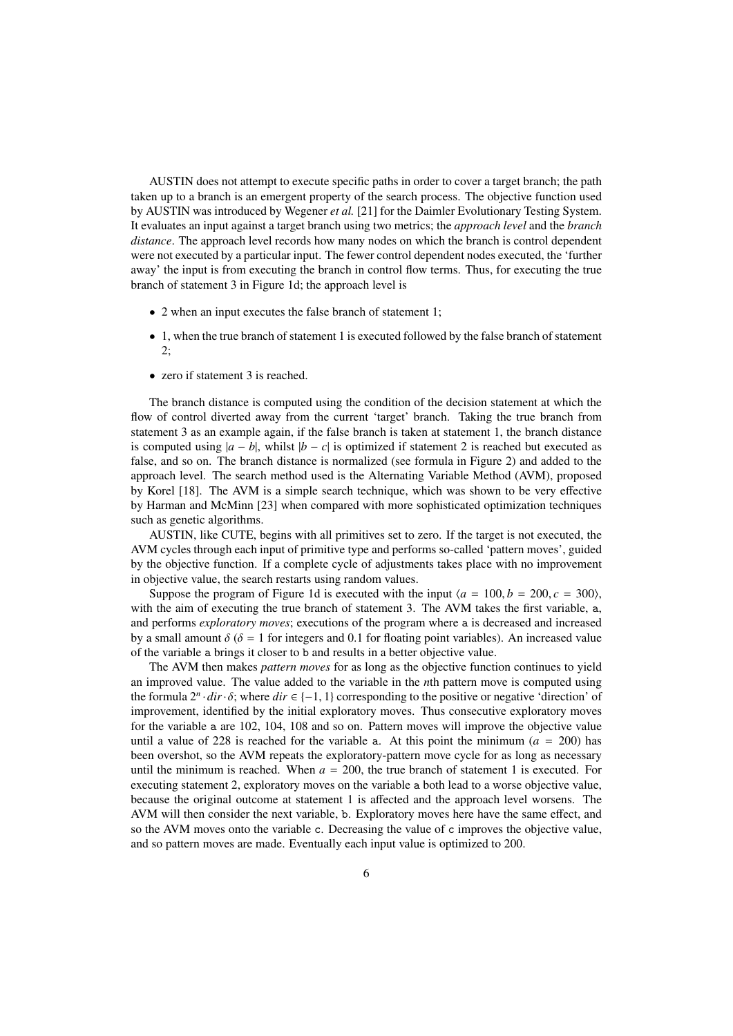AUSTIN does not attempt to execute specific paths in order to cover a target branch; the path taken up to a branch is an emergent property of the search process. The objective function used by AUSTIN was introduced by Wegener *et al.* [21] for the Daimler Evolutionary Testing System. It evaluates an input against a target branch using two metrics; the *approach level* and the *branch distance*. The approach level records how many nodes on which the branch is control dependent were not executed by a particular input. The fewer control dependent nodes executed, the 'further away' the input is from executing the branch in control flow terms. Thus, for executing the true branch of statement 3 in Figure 1d; the approach level is

- 2 when an input executes the false branch of statement 1;
- 1, when the true branch of statement 1 is executed followed by the false branch of statement 2;
- zero if statement 3 is reached.

The branch distance is computed using the condition of the decision statement at which the flow of control diverted away from the current 'target' branch. Taking the true branch from statement 3 as an example again, if the false branch is taken at statement 1, the branch distance is computed using $|a - b|$, whilst $|b - c|$ is optimized if statement 2 is reached but executed as false, and so on. The branch distance is normalized (see formula in Figure 2) and added to the approach level. The search method used is the Alternating Variable Method (AVM), proposed by Korel [18]. The AVM is a simple search technique, which was shown to be very effective by Harman and McMinn [23] when compared with more sophisticated optimization techniques such as genetic algorithms.

AUSTIN, like CUTE, begins with all primitives set to zero. If the target is not executed, the AVM cycles through each input of primitive type and performs so-called 'pattern moves', guided by the objective function. If a complete cycle of adjustments takes place with no improvement in objective value, the search restarts using random values.

Suppose the program of Figure 1d is executed with the input $\langle a = 100, b = 200, c = 300 \rangle$, with the aim of executing the true branch of statement 3. The AVM takes the first variable, `a`, and performs *exploratory moves*; executions of the program where `a` is decreased and increased by a small amount $\delta$ ($\delta = 1$ for integers and 0.1 for floating point variables). An increased value of the variable `a` brings it closer to `b` and results in a better objective value.

The AVM then makes *pattern moves* for as long as the objective function continues to yield an improved value. The value added to the variable in the $n$th pattern move is computed using the formula $2^n \cdot dir \cdot \delta$; where $dir \in \{-1, 1\}$ corresponding to the positive or negative 'direction' of improvement, identified by the initial exploratory moves. Thus consecutive exploratory moves for the variable `a` are 102, 104, 108 and so on. Pattern moves will improve the objective value until a value of 228 is reached for the variable `a`. At this point the minimum ($a = 200$) has been overshot, so the AVM repeats the exploratory-pattern move cycle for as long as necessary until the minimum is reached. When $a = 200$, the true branch of statement 1 is executed. For executing statement 2, exploratory moves on the variable `a` both lead to a worse objective value, because the original outcome at statement 1 is affected and the approach level worsens. The AVM will then consider the next variable, `b`. Exploratory moves here have the same effect, and so the AVM moves onto the variable `c`. Decreasing the value of `c` improves the objective value, and so pattern moves are made. Eventually each input value is optimized to 200.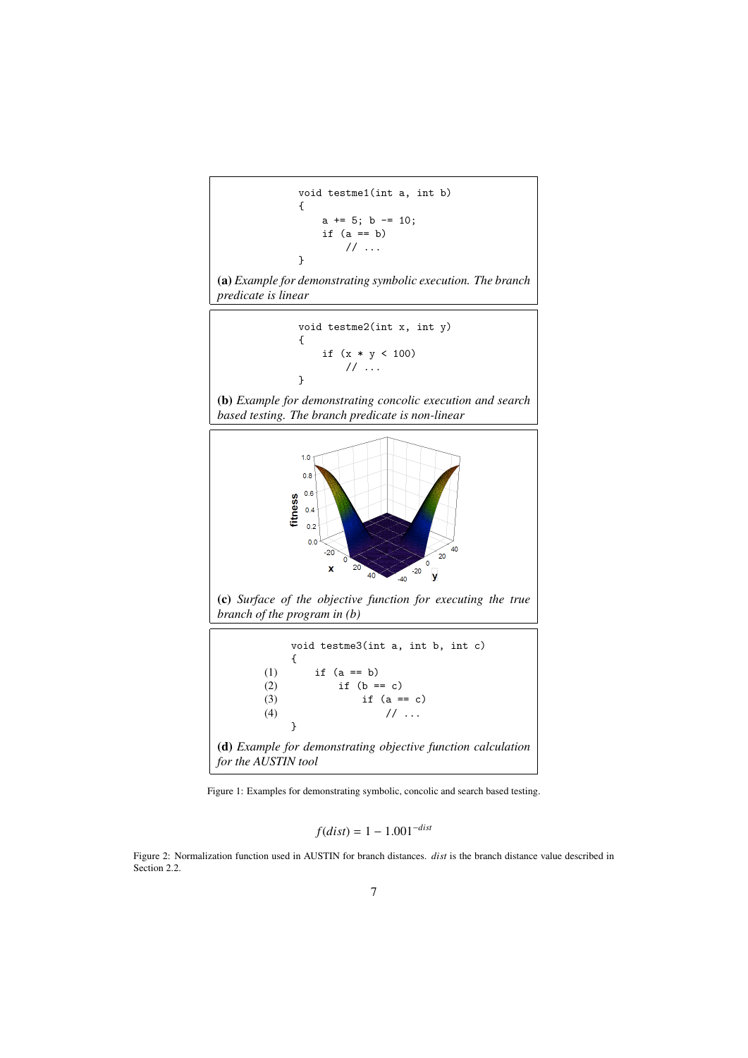```
void testme1(int a, int b)
{
    a += 5; b -= 10;
    if (a == b)
        // ...
}
```

**(a)** *Example for demonstrating symbolic execution. The branch predicate is linear*

```
void testme2(int x, int y)
{
    if (x * y < 100)
        // ...
}
```

**(b)** *Example for demonstrating concolic execution and search based testing. The branch predicate is non-linear*

**(c)** *Surface of the objective function for executing the true branch of the program in (b)*

```
        void testme3(int a, int b, int c)
        {
(1)         if (a == b)
(2)             if (b == c)
(3)                 if (a == c)
(4)                     // ...
        }
```

**(d)** *Example for demonstrating objective function calculation for the AUSTIN tool*

Figure 1: Examples for demonstrating symbolic, concolic and search based testing.

$$f(dist) = 1 - 1.001^{-dist}$$

Figure 2: Normalization function used in AUSTIN for branch distances. *dist* is the branch distance value described in Section 2.2.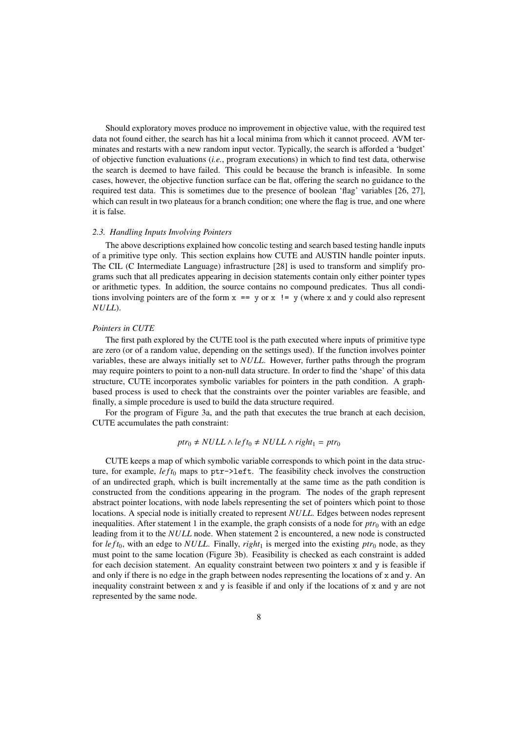Should exploratory moves produce no improvement in objective value, with the required test data not found either, the search has hit a local minima from which it cannot proceed. AVM terminates and restarts with a new random input vector. Typically, the search is afforded a 'budget' of objective function evaluations (*i.e.*, program executions) in which to find test data, otherwise the search is deemed to have failed. This could be because the branch is infeasible. In some cases, however, the objective function surface can be flat, offering the search no guidance to the required test data. This is sometimes due to the presence of boolean 'flag' variables [26, 27], which can result in two plateaus for a branch condition; one where the flag is true, and one where it is false.

### *2.3. Handling Inputs Involving Pointers*

The above descriptions explained how concolic testing and search based testing handle inputs of a primitive type only. This section explains how CUTE and AUSTIN handle pointer inputs. The CIL (C Intermediate Language) infrastructure [28] is used to transform and simplify programs such that all predicates appearing in decision statements contain only either pointer types or arithmetic types. In addition, the source contains no compound predicates. Thus all conditions involving pointers are of the form `x == y` or `x != y` (where `x` and `y` could also represent *NULL*).

#### *Pointers in CUTE*

The first path explored by the CUTE tool is the path executed where inputs of primitive type are zero (or of a random value, depending on the settings used). If the function involves pointer variables, these are always initially set to *NULL*. However, further paths through the program may require pointers to point to a non-null data structure. In order to find the 'shape' of this data structure, CUTE incorporates symbolic variables for pointers in the path condition. A graph-based process is used to check that the constraints over the pointer variables are feasible, and finally, a simple procedure is used to build the data structure required.

For the program of Figure 3a, and the path that executes the true branch at each decision, CUTE accumulates the path constraint:

$$ptr_0 \neq NULL \wedge left_0 \neq NULL \wedge right_1 = ptr_0$$

CUTE keeps a map of which symbolic variable corresponds to which point in the data structure, for example, $left_0$ maps to `ptr->left`. The feasibility check involves the construction of an undirected graph, which is built incrementally at the same time as the path condition is constructed from the conditions appearing in the program. The nodes of the graph represent abstract pointer locations, with node labels representing the set of pointers which point to those locations. A special node is initially created to represent *NULL*. Edges between nodes represent inequalities. After statement 1 in the example, the graph consists of a node for $ptr_0$ with an edge leading from it to the *NULL* node. When statement 2 is encountered, a new node is constructed for $left_0$, with an edge to *NULL*. Finally, $right_1$ is merged into the existing $ptr_0$ node, as they must point to the same location (Figure 3b). Feasibility is checked as each constraint is added for each decision statement. An equality constraint between two pointers `x` and `y` is feasible if and only if there is no edge in the graph between nodes representing the locations of `x` and `y`. An inequality constraint between `x` and `y` is feasible if and only if the locations of `x` and `y` are not represented by the same node.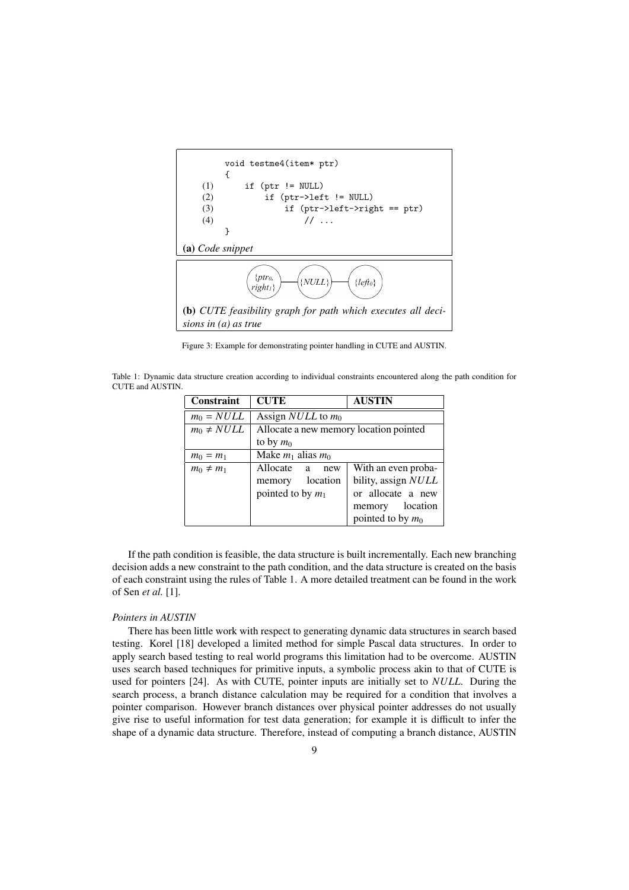```
        void testme4(item* ptr)
        {
    (1)     if (ptr != NULL)
    (2)         if (ptr->left != NULL)
    (3)             if (ptr->left->right == ptr)
    (4)                 // ...
        }
```

**(a)** *Code snippet*

$\{ptr_0, right_1\}$ — $\{NULL\}$ — $\{left_0\}$

**(b)** *CUTE feasibility graph for path which executes all decisions in (a) as true*

Figure 3: Example for demonstrating pointer handling in CUTE and AUSTIN.

Table 1: Dynamic data structure creation according to individual constraints encountered along the path condition for CUTE and AUSTIN.

| Constraint | CUTE | AUSTIN |
|---|---|---|
| $m_0 = NULL$ | Assign $NULL$ to $m_0$ | |
| $m_0 \neq NULL$ | Allocate a new memory location pointed to by $m_0$ | |
| $m_0 = m_1$ | Make $m_1$ alias $m_0$ | |
| $m_0 \neq m_1$ | Allocate a new memory location pointed to by $m_1$ | With an even probability, assign $NULL$ or allocate a new memory location pointed to by $m_0$ |

If the path condition is feasible, the data structure is built incrementally. Each new branching decision adds a new constraint to the path condition, and the data structure is created on the basis of each constraint using the rules of Table 1. A more detailed treatment can be found in the work of Sen *et al.* [1].

*Pointers in AUSTIN*

There has been little work with respect to generating dynamic data structures in search based testing. Korel [18] developed a limited method for simple Pascal data structures. In order to apply search based testing to real world programs this limitation had to be overcome. AUSTIN uses search based techniques for primitive inputs, a symbolic process akin to that of CUTE is used for pointers [24]. As with CUTE, pointer inputs are initially set to $NULL$. During the search process, a branch distance calculation may be required for a condition that involves a pointer comparison. However branch distances over physical pointer addresses do not usually give rise to useful information for test data generation; for example it is difficult to infer the shape of a dynamic data structure. Therefore, instead of computing a branch distance, AUSTIN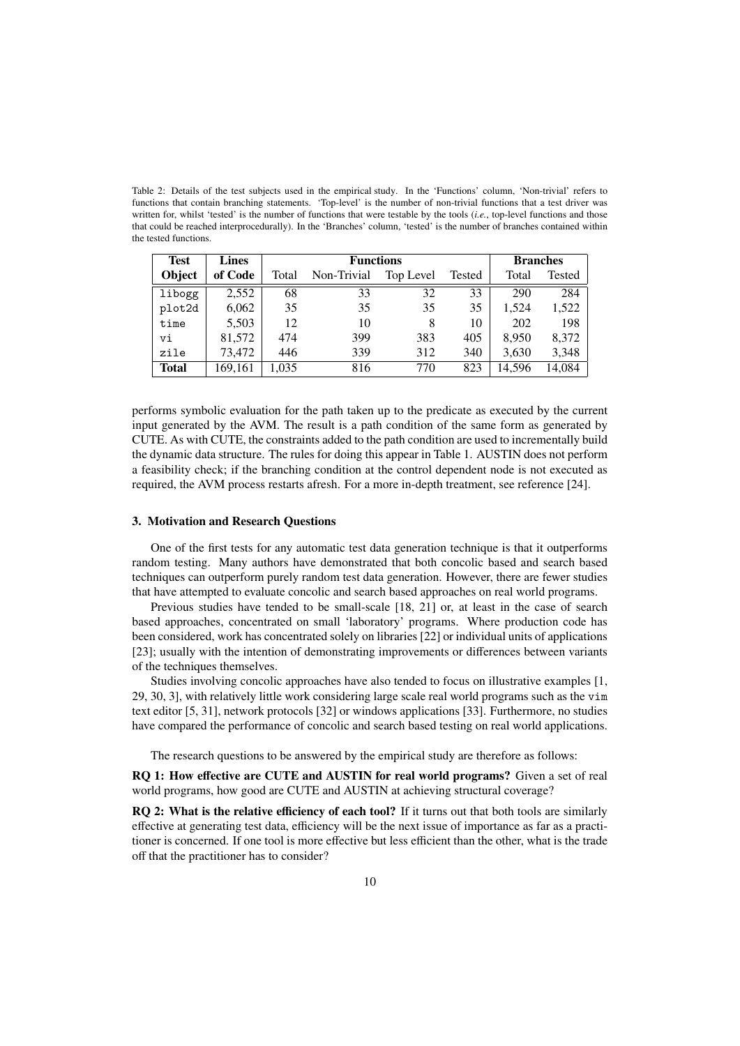Table 2: Details of the test subjects used in the empirical study. In the 'Functions' column, 'Non-trivial' refers to functions that contain branching statements. 'Top-level' is the number of non-trivial functions that a test driver was written for, whilst 'tested' is the number of functions that were testable by the tools (*i.e.*, top-level functions and those that could be reached interprocedurally). In the 'Branches' column, 'tested' is the number of branches contained within the tested functions.

| **Test** | **Lines** | **Functions** | | | | **Branches** | |
|---|---|---|---|---|---|---|---|
| **Object** | **of Code** | Total | Non-Trivial | Top Level | Tested | Total | Tested |
| `libogg` | 2,552 | 68 | 33 | 32 | 33 | 290 | 284 |
| `plot2d` | 6,062 | 35 | 35 | 35 | 35 | 1,524 | 1,522 |
| `time` | 5,503 | 12 | 10 | 8 | 10 | 202 | 198 |
| `vi` | 81,572 | 474 | 399 | 383 | 405 | 8,950 | 8,372 |
| `zile` | 73,472 | 446 | 339 | 312 | 340 | 3,630 | 3,348 |
| **Total** | 169,161 | 1,035 | 816 | 770 | 823 | 14,596 | 14,084 |

performs symbolic evaluation for the path taken up to the predicate as executed by the current input generated by the AVM. The result is a path condition of the same form as generated by CUTE. As with CUTE, the constraints added to the path condition are used to incrementally build the dynamic data structure. The rules for doing this appear in Table 1. AUSTIN does not perform a feasibility check; if the branching condition at the control dependent node is not executed as required, the AVM process restarts afresh. For a more in-depth treatment, see reference [24].

### 3. Motivation and Research Questions

One of the first tests for any automatic test data generation technique is that it outperforms random testing. Many authors have demonstrated that both concolic based and search based techniques can outperform purely random test data generation. However, there are fewer studies that have attempted to evaluate concolic and search based approaches on real world programs.

Previous studies have tended to be small-scale [18, 21] or, at least in the case of search based approaches, concentrated on small 'laboratory' programs. Where production code has been considered, work has concentrated solely on libraries [22] or individual units of applications [23]; usually with the intention of demonstrating improvements or differences between variants of the techniques themselves.

Studies involving concolic approaches have also tended to focus on illustrative examples [1, 29, 30, 3], with relatively little work considering large scale real world programs such as the `vim` text editor [5, 31], network protocols [32] or windows applications [33]. Furthermore, no studies have compared the performance of concolic and search based testing on real world applications.

The research questions to be answered by the empirical study are therefore as follows:

**RQ 1: How effective are CUTE and AUSTIN for real world programs?** Given a set of real world programs, how good are CUTE and AUSTIN at achieving structural coverage?

**RQ 2: What is the relative efficiency of each tool?** If it turns out that both tools are similarly effective at generating test data, efficiency will be the next issue of importance as far as a practitioner is concerned. If one tool is more effective but less efficient than the other, what is the trade off that the practitioner has to consider?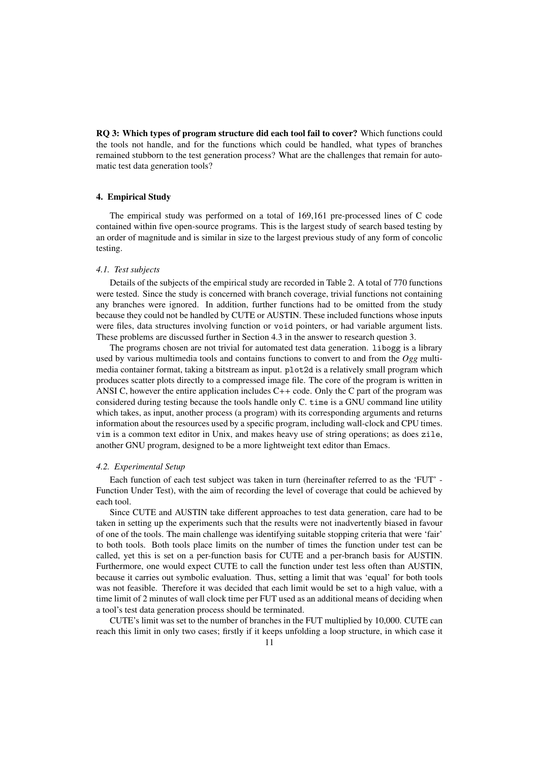**RQ 3: Which types of program structure did each tool fail to cover?** Which functions could the tools not handle, and for the functions which could be handled, what types of branches remained stubborn to the test generation process? What are the challenges that remain for automatic test data generation tools?

## 4. Empirical Study

The empirical study was performed on a total of 169,161 pre-processed lines of C code contained within five open-source programs. This is the largest study of search based testing by an order of magnitude and is similar in size to the largest previous study of any form of concolic testing.

### *4.1. Test subjects*

Details of the subjects of the empirical study are recorded in Table 2. A total of 770 functions were tested. Since the study is concerned with branch coverage, trivial functions not containing any branches were ignored. In addition, further functions had to be omitted from the study because they could not be handled by CUTE or AUSTIN. These included functions whose inputs were files, data structures involving function or `void` pointers, or had variable argument lists. These problems are discussed further in Section 4.3 in the answer to research question 3.

The programs chosen are not trivial for automated test data generation. `libogg` is a library used by various multimedia tools and contains functions to convert to and from the *Ogg* multimedia container format, taking a bitstream as input. `plot2d` is a relatively small program which produces scatter plots directly to a compressed image file. The core of the program is written in ANSI C, however the entire application includes C++ code. Only the C part of the program was considered during testing because the tools handle only C. `time` is a GNU command line utility which takes, as input, another process (a program) with its corresponding arguments and returns information about the resources used by a specific program, including wall-clock and CPU times. `vim` is a common text editor in Unix, and makes heavy use of string operations; as does `zile`, another GNU program, designed to be a more lightweight text editor than Emacs.

### *4.2. Experimental Setup*

Each function of each test subject was taken in turn (hereinafter referred to as the 'FUT' - Function Under Test), with the aim of recording the level of coverage that could be achieved by each tool.

Since CUTE and AUSTIN take different approaches to test data generation, care had to be taken in setting up the experiments such that the results were not inadvertently biased in favour of one of the tools. The main challenge was identifying suitable stopping criteria that were 'fair' to both tools. Both tools place limits on the number of times the function under test can be called, yet this is set on a per-function basis for CUTE and a per-branch basis for AUSTIN. Furthermore, one would expect CUTE to call the function under test less often than AUSTIN, because it carries out symbolic evaluation. Thus, setting a limit that was 'equal' for both tools was not feasible. Therefore it was decided that each limit would be set to a high value, with a time limit of 2 minutes of wall clock time per FUT used as an additional means of deciding when a tool's test data generation process should be terminated.

CUTE's limit was set to the number of branches in the FUT multiplied by 10,000. CUTE can reach this limit in only two cases; firstly if it keeps unfolding a loop structure, in which case it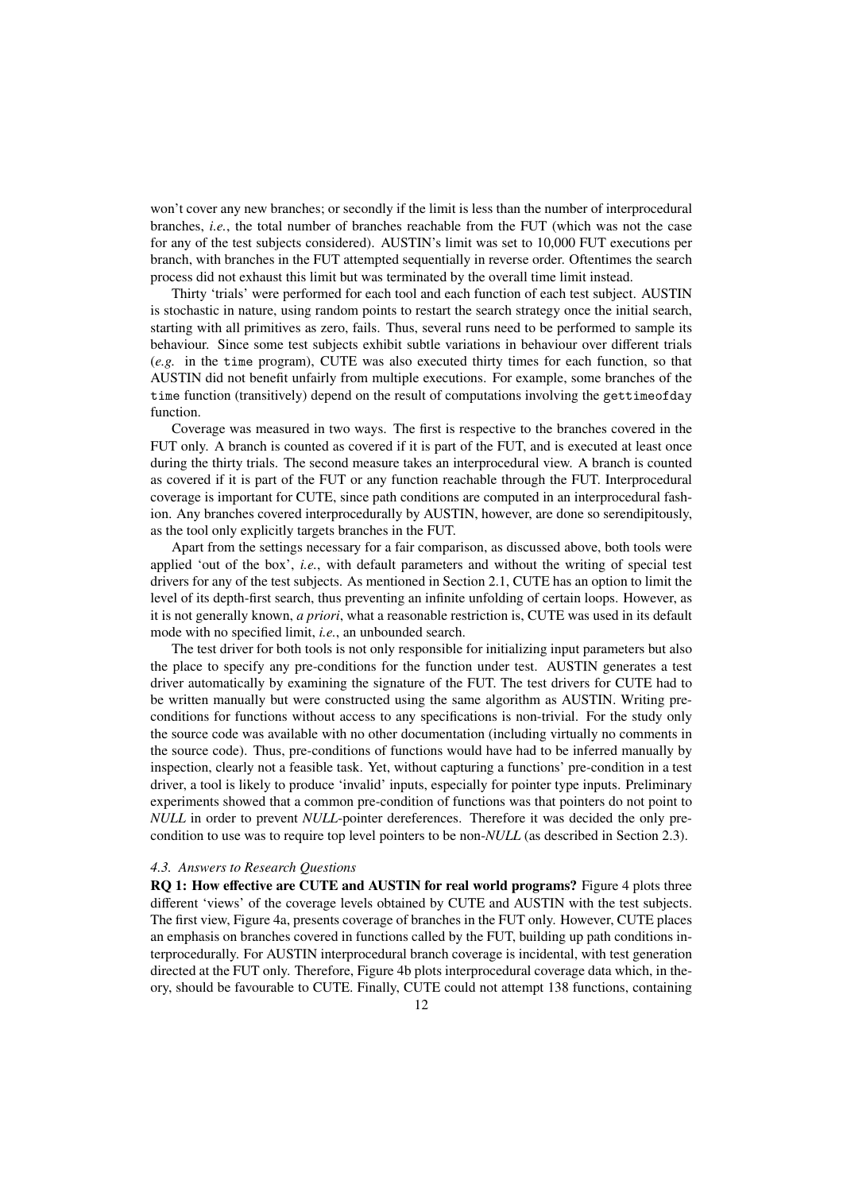won't cover any new branches; or secondly if the limit is less than the number of interprocedural branches, *i.e.*, the total number of branches reachable from the FUT (which was not the case for any of the test subjects considered). AUSTIN's limit was set to 10,000 FUT executions per branch, with branches in the FUT attempted sequentially in reverse order. Oftentimes the search process did not exhaust this limit but was terminated by the overall time limit instead.

Thirty 'trials' were performed for each tool and each function of each test subject. AUSTIN is stochastic in nature, using random points to restart the search strategy once the initial search, starting with all primitives as zero, fails. Thus, several runs need to be performed to sample its behaviour. Since some test subjects exhibit subtle variations in behaviour over different trials (*e.g.* in the `time` program), CUTE was also executed thirty times for each function, so that AUSTIN did not benefit unfairly from multiple executions. For example, some branches of the `time` function (transitively) depend on the result of computations involving the `gettimeofday` function.

Coverage was measured in two ways. The first is respective to the branches covered in the FUT only. A branch is counted as covered if it is part of the FUT, and is executed at least once during the thirty trials. The second measure takes an interprocedural view. A branch is counted as covered if it is part of the FUT or any function reachable through the FUT. Interprocedural coverage is important for CUTE, since path conditions are computed in an interprocedural fashion. Any branches covered interprocedurally by AUSTIN, however, are done so serendipitously, as the tool only explicitly targets branches in the FUT.

Apart from the settings necessary for a fair comparison, as discussed above, both tools were applied 'out of the box', *i.e.*, with default parameters and without the writing of special test drivers for any of the test subjects. As mentioned in Section 2.1, CUTE has an option to limit the level of its depth-first search, thus preventing an infinite unfolding of certain loops. However, as it is not generally known, *a priori*, what a reasonable restriction is, CUTE was used in its default mode with no specified limit, *i.e.*, an unbounded search.

The test driver for both tools is not only responsible for initializing input parameters but also the place to specify any pre-conditions for the function under test. AUSTIN generates a test driver automatically by examining the signature of the FUT. The test drivers for CUTE had to be written manually but were constructed using the same algorithm as AUSTIN. Writing pre-conditions for functions without access to any specifications is non-trivial. For the study only the source code was available with no other documentation (including virtually no comments in the source code). Thus, pre-conditions of functions would have had to be inferred manually by inspection, clearly not a feasible task. Yet, without capturing a functions' pre-condition in a test driver, a tool is likely to produce 'invalid' inputs, especially for pointer type inputs. Preliminary experiments showed that a common pre-condition of functions was that pointers do not point to *NULL* in order to prevent *NULL*-pointer dereferences. Therefore it was decided the only pre-condition to use was to require top level pointers to be non-*NULL* (as described in Section 2.3).

### *4.3. Answers to Research Questions*

**RQ 1: How effective are CUTE and AUSTIN for real world programs?** Figure 4 plots three different 'views' of the coverage levels obtained by CUTE and AUSTIN with the test subjects. The first view, Figure 4a, presents coverage of branches in the FUT only. However, CUTE places an emphasis on branches covered in functions called by the FUT, building up path conditions interprocedurally. For AUSTIN interprocedural branch coverage is incidental, with test generation directed at the FUT only. Therefore, Figure 4b plots interprocedural coverage data which, in theory, should be favourable to CUTE. Finally, CUTE could not attempt 138 functions, containing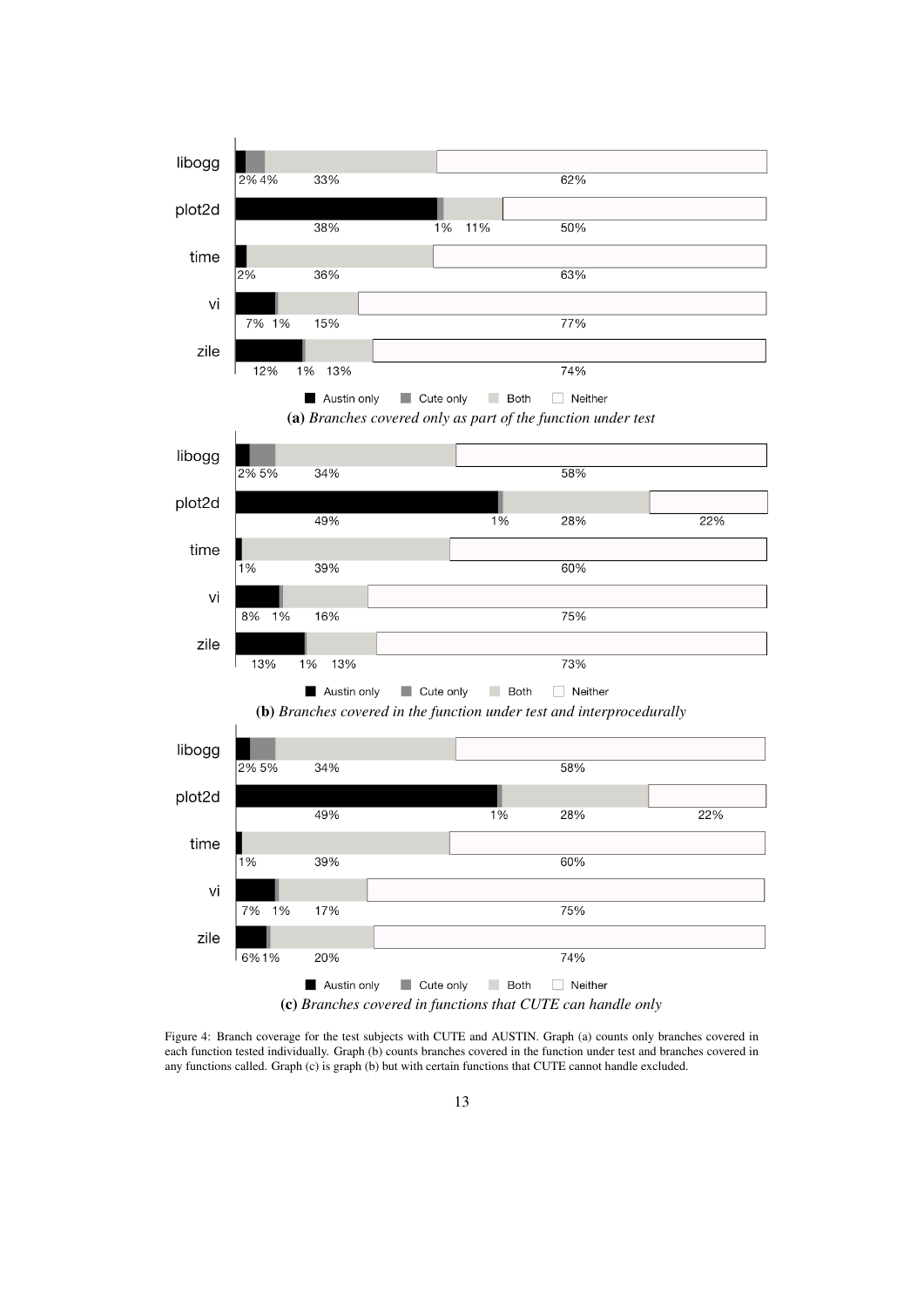**(a)** *Branches covered only as part of the function under test*

**(b)** *Branches covered in the function under test and interprocedurally*

**(c)** *Branches covered in functions that CUTE can handle only*

Figure 4: Branch coverage for the test subjects with CUTE and AUSTIN. Graph (a) counts only branches covered in each function tested individually. Graph (b) counts branches covered in the function under test and branches covered in any functions called. Graph (c) is graph (b) but with certain functions that CUTE cannot handle excluded.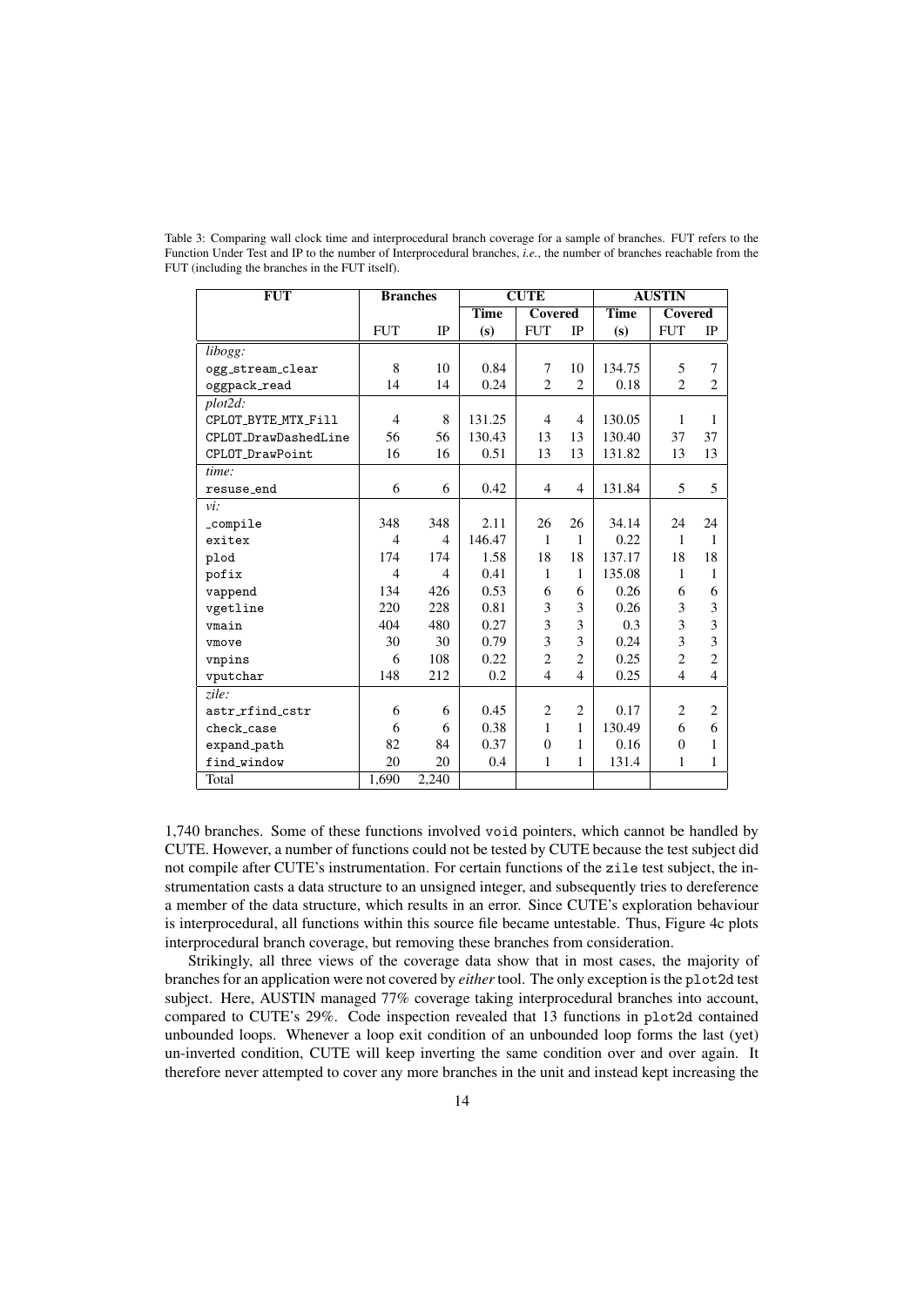Table 3: Comparing wall clock time and interprocedural branch coverage for a sample of branches. FUT refers to the Function Under Test and IP to the number of Interprocedural branches, *i.e.*, the number of branches reachable from the FUT (including the branches in the FUT itself).

| FUT | Branches | | CUTE | | | AUSTIN | | |
|---|---|---|---|---|---|---|---|---|
| | | | Time | Covered | | Time | Covered | |
| | FUT | IP | (s) | FUT | IP | (s) | FUT | IP |
| *libogg:* | | | | | | | | |
| ogg_stream_clear | 8 | 10 | 0.84 | 7 | 10 | 134.75 | 5 | 7 |
| oggpack_read | 14 | 14 | 0.24 | 2 | 2 | 0.18 | 2 | 2 |
| *plot2d:* | | | | | | | | |
| CPLOT_BYTE_MTX_Fill | 4 | 8 | 131.25 | 4 | 4 | 130.05 | 1 | 1 |
| CPLOT_DrawDashedLine | 56 | 56 | 130.43 | 13 | 13 | 130.40 | 37 | 37 |
| CPLOT_DrawPoint | 16 | 16 | 0.51 | 13 | 13 | 131.82 | 13 | 13 |
| *time:* | | | | | | | | |
| resuse_end | 6 | 6 | 0.42 | 4 | 4 | 131.84 | 5 | 5 |
| *vi:* | | | | | | | | |
| _compile | 348 | 348 | 2.11 | 26 | 26 | 34.14 | 24 | 24 |
| exitex | 4 | 4 | 146.47 | 1 | 1 | 0.22 | 1 | 1 |
| plod | 174 | 174 | 1.58 | 18 | 18 | 137.17 | 18 | 18 |
| pofix | 4 | 4 | 0.41 | 1 | 1 | 135.08 | 1 | 1 |
| vappend | 134 | 426 | 0.53 | 6 | 6 | 0.26 | 6 | 6 |
| vgetline | 220 | 228 | 0.81 | 3 | 3 | 0.26 | 3 | 3 |
| vmain | 404 | 480 | 0.27 | 3 | 3 | 0.3 | 3 | 3 |
| vmove | 30 | 30 | 0.79 | 3 | 3 | 0.24 | 3 | 3 |
| vnpins | 6 | 108 | 0.22 | 2 | 2 | 0.25 | 2 | 2 |
| vputchar | 148 | 212 | 0.2 | 4 | 4 | 0.25 | 4 | 4 |
| *zile:* | | | | | | | | |
| astr_rfind_cstr | 6 | 6 | 0.45 | 2 | 2 | 0.17 | 2 | 2 |
| check_case | 6 | 6 | 0.38 | 1 | 1 | 130.49 | 6 | 6 |
| expand_path | 82 | 84 | 0.37 | 0 | 1 | 0.16 | 0 | 1 |
| find_window | 20 | 20 | 0.4 | 1 | 1 | 131.4 | 1 | 1 |
| Total | 1,690 | 2,240 | | | | | | |

1,740 branches. Some of these functions involved void pointers, which cannot be handled by CUTE. However, a number of functions could not be tested by CUTE because the test subject did not compile after CUTE's instrumentation. For certain functions of the zile test subject, the instrumentation casts a data structure to an unsigned integer, and subsequently tries to dereference a member of the data structure, which results in an error. Since CUTE's exploration behaviour is interprocedural, all functions within this source file became untestable. Thus, Figure 4c plots interprocedural branch coverage, but removing these branches from consideration.

Strikingly, all three views of the coverage data show that in most cases, the majority of branches for an application were not covered by *either* tool. The only exception is the plot2d test subject. Here, AUSTIN managed 77% coverage taking interprocedural branches into account, compared to CUTE's 29%. Code inspection revealed that 13 functions in plot2d contained unbounded loops. Whenever a loop exit condition of an unbounded loop forms the last (yet) un-inverted condition, CUTE will keep inverting the same condition over and over again. It therefore never attempted to cover any more branches in the unit and instead kept increasing the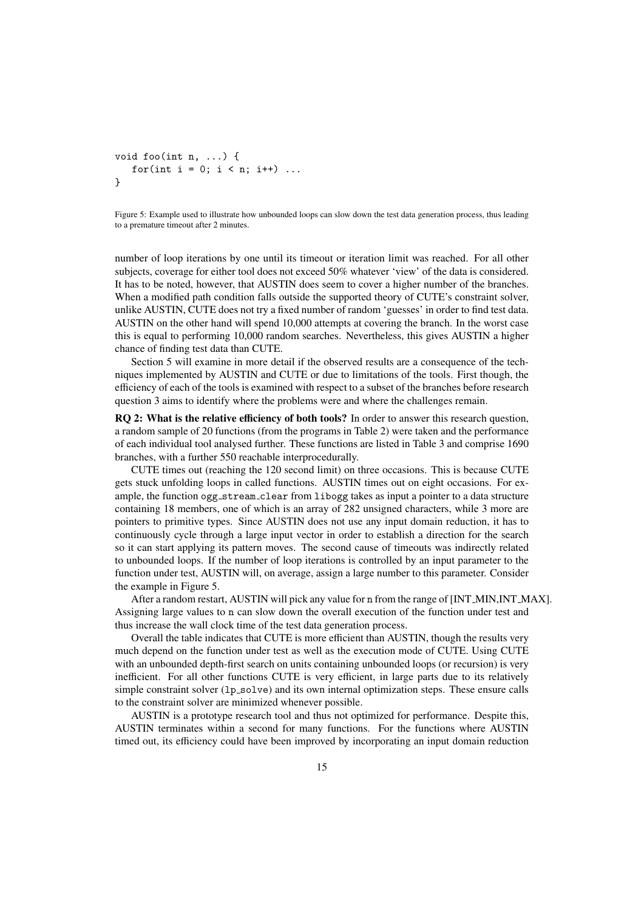```
void foo(int n, ...) {
   for(int i = 0; i < n; i++) ...
}
```

Figure 5: Example used to illustrate how unbounded loops can slow down the test data generation process, thus leading to a premature timeout after 2 minutes.

number of loop iterations by one until its timeout or iteration limit was reached. For all other subjects, coverage for either tool does not exceed 50% whatever 'view' of the data is considered. It has to be noted, however, that AUSTIN does seem to cover a higher number of the branches. When a modified path condition falls outside the supported theory of CUTE's constraint solver, unlike AUSTIN, CUTE does not try a fixed number of random 'guesses' in order to find test data. AUSTIN on the other hand will spend 10,000 attempts at covering the branch. In the worst case this is equal to performing 10,000 random searches. Nevertheless, this gives AUSTIN a higher chance of finding test data than CUTE.

Section 5 will examine in more detail if the observed results are a consequence of the techniques implemented by AUSTIN and CUTE or due to limitations of the tools. First though, the efficiency of each of the tools is examined with respect to a subset of the branches before research question 3 aims to identify where the problems were and where the challenges remain.

**RQ 2: What is the relative efficiency of both tools?** In order to answer this research question, a random sample of 20 functions (from the programs in Table 2) were taken and the performance of each individual tool analysed further. These functions are listed in Table 3 and comprise 1690 branches, with a further 550 reachable interprocedurally.

CUTE times out (reaching the 120 second limit) on three occasions. This is because CUTE gets stuck unfolding loops in called functions. AUSTIN times out on eight occasions. For example, the function `ogg_stream_clear` from `libogg` takes as input a pointer to a data structure containing 18 members, one of which is an array of 282 unsigned characters, while 3 more are pointers to primitive types. Since AUSTIN does not use any input domain reduction, it has to continuously cycle through a large input vector in order to establish a direction for the search so it can start applying its pattern moves. The second cause of timeouts was indirectly related to unbounded loops. If the number of loop iterations is controlled by an input parameter to the function under test, AUSTIN will, on average, assign a large number to this parameter. Consider the example in Figure 5.

After a random restart, AUSTIN will pick any value for `n` from the range of [INT_MIN,INT_MAX]. Assigning large values to `n` can slow down the overall execution of the function under test and thus increase the wall clock time of the test data generation process.

Overall the table indicates that CUTE is more efficient than AUSTIN, though the results very much depend on the function under test as well as the execution mode of CUTE. Using CUTE with an unbounded depth-first search on units containing unbounded loops (or recursion) is very inefficient. For all other functions CUTE is very efficient, in large parts due to its relatively simple constraint solver (`lp_solve`) and its own internal optimization steps. These ensure calls to the constraint solver are minimized whenever possible.

AUSTIN is a prototype research tool and thus not optimized for performance. Despite this, AUSTIN terminates within a second for many functions. For the functions where AUSTIN timed out, its efficiency could have been improved by incorporating an input domain reduction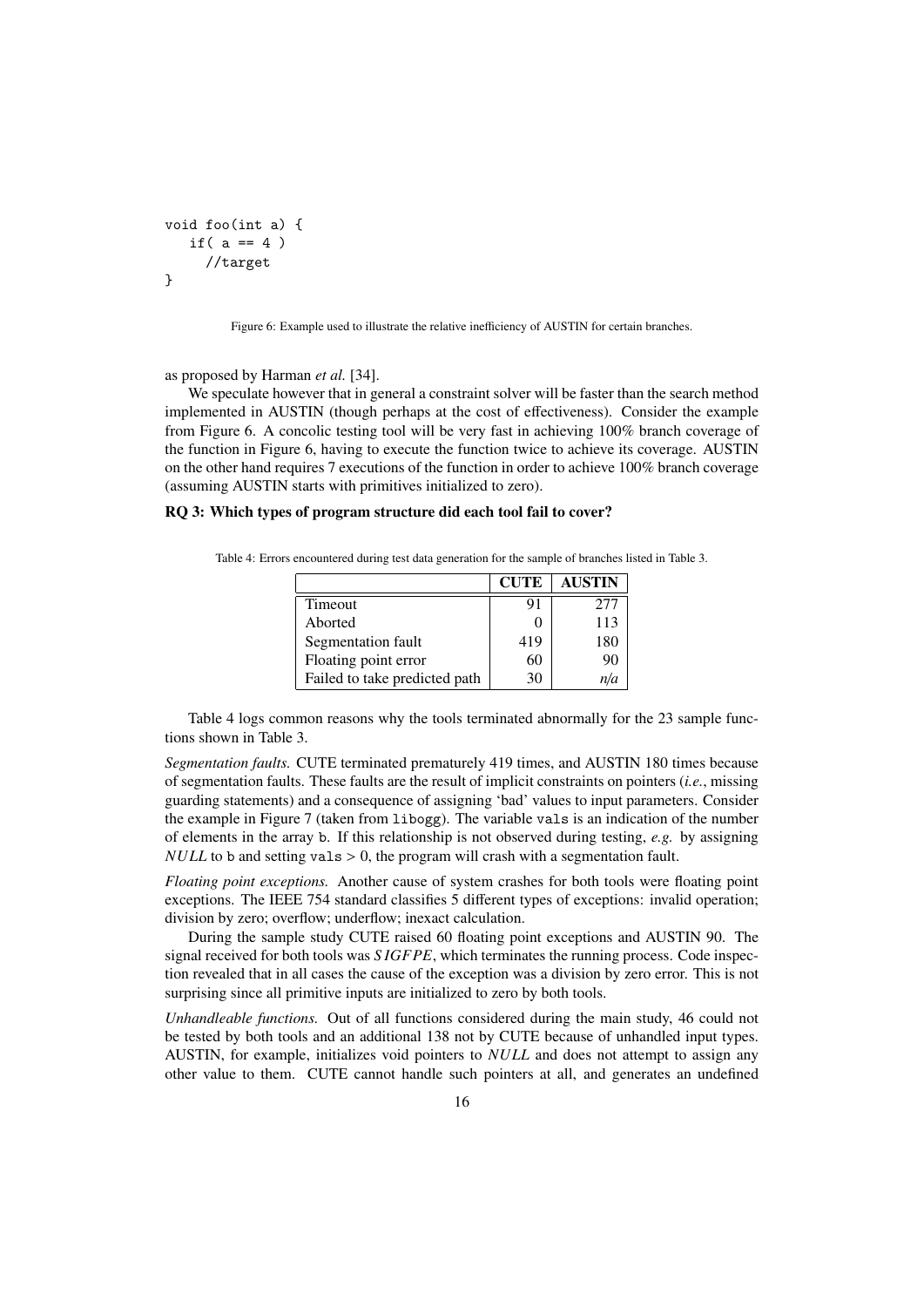```
void foo(int a) {
   if( a == 4 )
     //target
}
```

Figure 6: Example used to illustrate the relative inefficiency of AUSTIN for certain branches.

as proposed by Harman *et al.* [34].

We speculate however that in general a constraint solver will be faster than the search method implemented in AUSTIN (though perhaps at the cost of effectiveness). Consider the example from Figure 6. A concolic testing tool will be very fast in achieving 100% branch coverage of the function in Figure 6, having to execute the function twice to achieve its coverage. AUSTIN on the other hand requires 7 executions of the function in order to achieve 100% branch coverage (assuming AUSTIN starts with primitives initialized to zero).

**RQ 3: Which types of program structure did each tool fail to cover?**

Table 4: Errors encountered during test data generation for the sample of branches listed in Table 3.

| | **CUTE** | **AUSTIN** |
|---|---|---|
| Timeout | 91 | 277 |
| Aborted | 0 | 113 |
| Segmentation fault | 419 | 180 |
| Floating point error | 60 | 90 |
| Failed to take predicted path | 30 | *n/a* |

Table 4 logs common reasons why the tools terminated abnormally for the 23 sample functions shown in Table 3.

*Segmentation faults.* CUTE terminated prematurely 419 times, and AUSTIN 180 times because of segmentation faults. These faults are the result of implicit constraints on pointers (*i.e.*, missing guarding statements) and a consequence of assigning 'bad' values to input parameters. Consider the example in Figure 7 (taken from `libogg`). The variable `vals` is an indication of the number of elements in the array `b`. If this relationship is not observed during testing, *e.g.* by assigning $NULL$ to `b` and setting `vals` > 0, the program will crash with a segmentation fault.

*Floating point exceptions.* Another cause of system crashes for both tools were floating point exceptions. The IEEE 754 standard classifies 5 different types of exceptions: invalid operation; division by zero; overflow; underflow; inexact calculation.

During the sample study CUTE raised 60 floating point exceptions and AUSTIN 90. The signal received for both tools was $SIGFPE$, which terminates the running process. Code inspection revealed that in all cases the cause of the exception was a division by zero error. This is not surprising since all primitive inputs are initialized to zero by both tools.

*Unhandleable functions.* Out of all functions considered during the main study, 46 could not be tested by both tools and an additional 138 not by CUTE because of unhandled input types. AUSTIN, for example, initializes void pointers to $NULL$ and does not attempt to assign any other value to them. CUTE cannot handle such pointers at all, and generates an undefined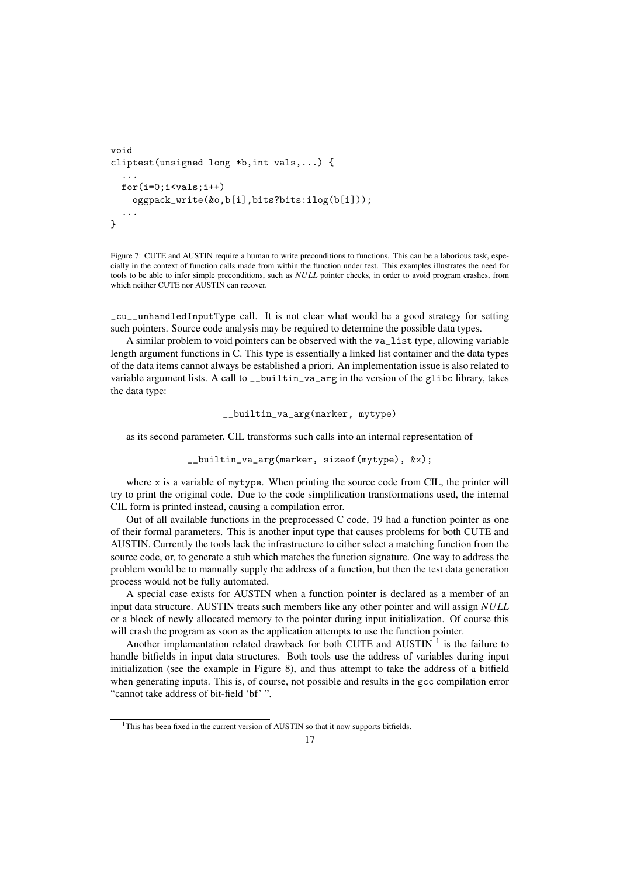```
void
cliptest(unsigned long *b,int vals,...) {
  ...
  for(i=0;i<vals;i++)
    oggpack_write(&o,b[i],bits?bits:ilog(b[i]));
  ...
}
```

Figure 7: CUTE and AUSTIN require a human to write preconditions to functions. This can be a laborious task, especially in the context of function calls made from within the function under test. This examples illustrates the need for tools to be able to infer simple preconditions, such as *NULL* pointer checks, in order to avoid program crashes, from which neither CUTE nor AUSTIN can recover.

`_cu__unhandledInputType` call. It is not clear what would be a good strategy for setting such pointers. Source code analysis may be required to determine the possible data types.

A similar problem to void pointers can be observed with the `va_list` type, allowing variable length argument functions in C. This type is essentially a linked list container and the data types of the data items cannot always be established a priori. An implementation issue is also related to variable argument lists. A call to `__builtin_va_arg` in the version of the `glibc` library, takes the data type:

```
__builtin_va_arg(marker, mytype)
```

as its second parameter. CIL transforms such calls into an internal representation of

```
__builtin_va_arg(marker, sizeof(mytype), &x);
```

where `x` is a variable of `mytype`. When printing the source code from CIL, the printer will try to print the original code. Due to the code simplification transformations used, the internal CIL form is printed instead, causing a compilation error.

Out of all available functions in the preprocessed C code, 19 had a function pointer as one of their formal parameters. This is another input type that causes problems for both CUTE and AUSTIN. Currently the tools lack the infrastructure to either select a matching function from the source code, or, to generate a stub which matches the function signature. One way to address the problem would be to manually supply the address of a function, but then the test data generation process would not be fully automated.

A special case exists for AUSTIN when a function pointer is declared as a member of an input data structure. AUSTIN treats such members like any other pointer and will assign *NULL* or a block of newly allocated memory to the pointer during input initialization. Of course this will crash the program as soon as the application attempts to use the function pointer.

Another implementation related drawback for both CUTE and AUSTIN [1] is the failure to handle bitfields in input data structures. Both tools use the address of variables during input initialization (see the example in Figure 8), and thus attempt to take the address of a bitfield when generating inputs. This is, of course, not possible and results in the `gcc` compilation error "cannot take address of bit-field 'bf' ".

[1] This has been fixed in the current version of AUSTIN so that it now supports bitfields.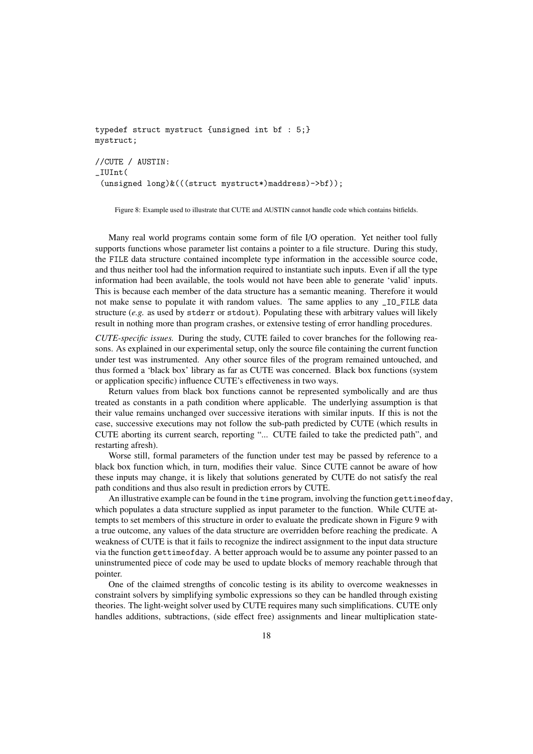```
typedef struct mystruct {unsigned int bf : 5;}
mystruct;

//CUTE / AUSTIN:
_IUInt(
 (unsigned long)&(((struct mystruct*)maddress)->bf));
```

Figure 8: Example used to illustrate that CUTE and AUSTIN cannot handle code which contains bitfields.

Many real world programs contain some form of file I/O operation. Yet neither tool fully supports functions whose parameter list contains a pointer to a file structure. During this study, the `FILE` data structure contained incomplete type information in the accessible source code, and thus neither tool had the information required to instantiate such inputs. Even if all the type information had been available, the tools would not have been able to generate 'valid' inputs. This is because each member of the data structure has a semantic meaning. Therefore it would not make sense to populate it with random values. The same applies to any `_IO_FILE` data structure (*e.g.* as used by `stderr` or `stdout`). Populating these with arbitrary values will likely result in nothing more than program crashes, or extensive testing of error handling procedures.

*CUTE-specific issues.* During the study, CUTE failed to cover branches for the following reasons. As explained in our experimental setup, only the source file containing the current function under test was instrumented. Any other source files of the program remained untouched, and thus formed a 'black box' library as far as CUTE was concerned. Black box functions (system or application specific) influence CUTE's effectiveness in two ways.

Return values from black box functions cannot be represented symbolically and are thus treated as constants in a path condition where applicable. The underlying assumption is that their value remains unchanged over successive iterations with similar inputs. If this is not the case, successive executions may not follow the sub-path predicted by CUTE (which results in CUTE aborting its current search, reporting "... CUTE failed to take the predicted path", and restarting afresh).

Worse still, formal parameters of the function under test may be passed by reference to a black box function which, in turn, modifies their value. Since CUTE cannot be aware of how these inputs may change, it is likely that solutions generated by CUTE do not satisfy the real path conditions and thus also result in prediction errors by CUTE.

An illustrative example can be found in the `time` program, involving the function `gettimeofday`, which populates a data structure supplied as input parameter to the function. While CUTE attempts to set members of this structure in order to evaluate the predicate shown in Figure 9 with a true outcome, any values of the data structure are overridden before reaching the predicate. A weakness of CUTE is that it fails to recognize the indirect assignment to the input data structure via the function `gettimeofday`. A better approach would be to assume any pointer passed to an uninstrumented piece of code may be used to update blocks of memory reachable through that pointer.

One of the claimed strengths of concolic testing is its ability to overcome weaknesses in constraint solvers by simplifying symbolic expressions so they can be handled through existing theories. The light-weight solver used by CUTE requires many such simplifications. CUTE only handles additions, subtractions, (side effect free) assignments and linear multiplication state-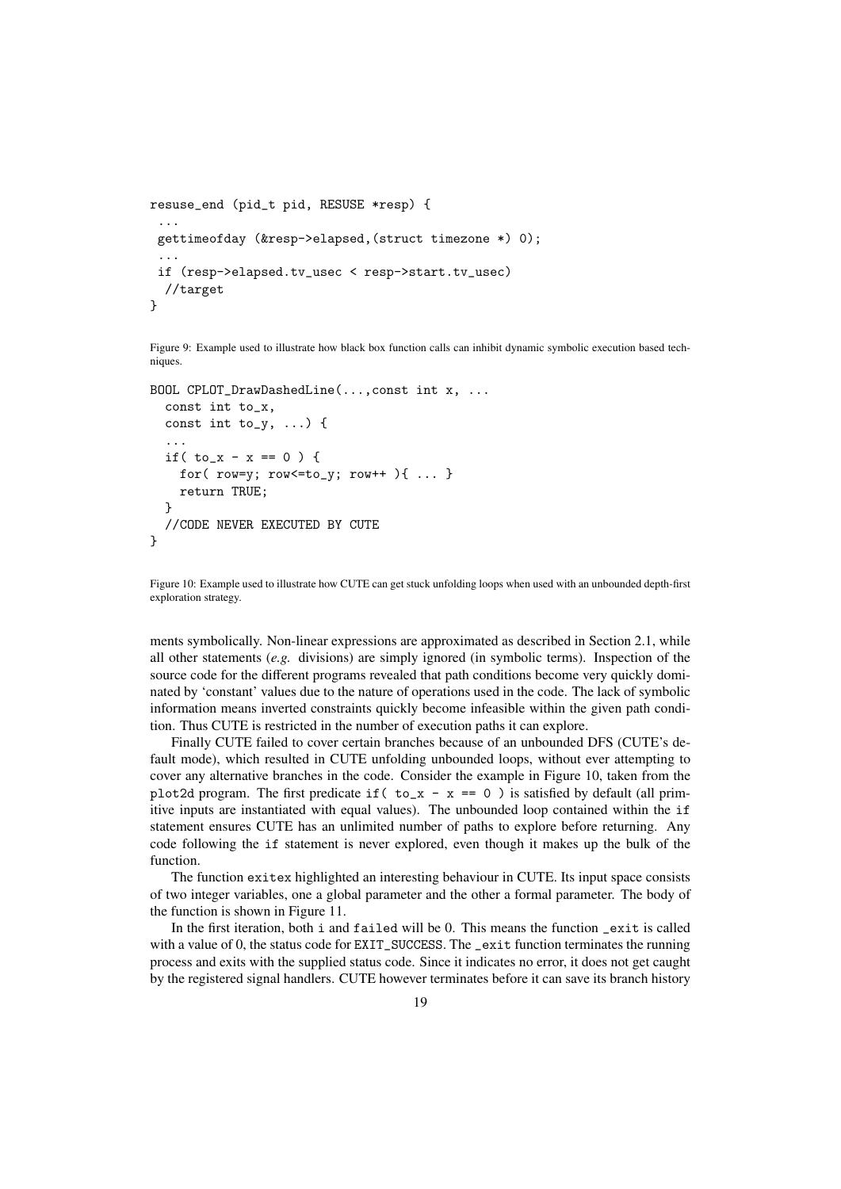```
resuse_end (pid_t pid, RESUSE *resp) {
 ...
 gettimeofday (&resp->elapsed,(struct timezone *) 0);
 ...
 if (resp->elapsed.tv_usec < resp->start.tv_usec)
  //target
}
```

Figure 9: Example used to illustrate how black box function calls can inhibit dynamic symbolic execution based techniques.

```
BOOL CPLOT_DrawDashedLine(...,const int x, ...
  const int to_x,
  const int to_y, ...) {
  ...
  if( to_x - x == 0 ) {
    for( row=y; row<=to_y; row++ ){ ... }
    return TRUE;
  }
  //CODE NEVER EXECUTED BY CUTE
}
```

Figure 10: Example used to illustrate how CUTE can get stuck unfolding loops when used with an unbounded depth-first exploration strategy.

ments symbolically. Non-linear expressions are approximated as described in Section 2.1, while all other statements (*e.g.* divisions) are simply ignored (in symbolic terms). Inspection of the source code for the different programs revealed that path conditions become very quickly dominated by 'constant' values due to the nature of operations used in the code. The lack of symbolic information means inverted constraints quickly become infeasible within the given path condition. Thus CUTE is restricted in the number of execution paths it can explore.

Finally CUTE failed to cover certain branches because of an unbounded DFS (CUTE's default mode), which resulted in CUTE unfolding unbounded loops, without ever attempting to cover any alternative branches in the code. Consider the example in Figure 10, taken from the `plot2d` program. The first predicate `if( to_x - x == 0 )` is satisfied by default (all primitive inputs are instantiated with equal values). The unbounded loop contained within the `if` statement ensures CUTE has an unlimited number of paths to explore before returning. Any code following the `if` statement is never explored, even though it makes up the bulk of the function.

The function `exitex` highlighted an interesting behaviour in CUTE. Its input space consists of two integer variables, one a global parameter and the other a formal parameter. The body of the function is shown in Figure 11.

In the first iteration, both `i` and `failed` will be 0. This means the function `_exit` is called with a value of 0, the status code for `EXIT_SUCCESS`. The `_exit` function terminates the running process and exits with the supplied status code. Since it indicates no error, it does not get caught by the registered signal handlers. CUTE however terminates before it can save its branch history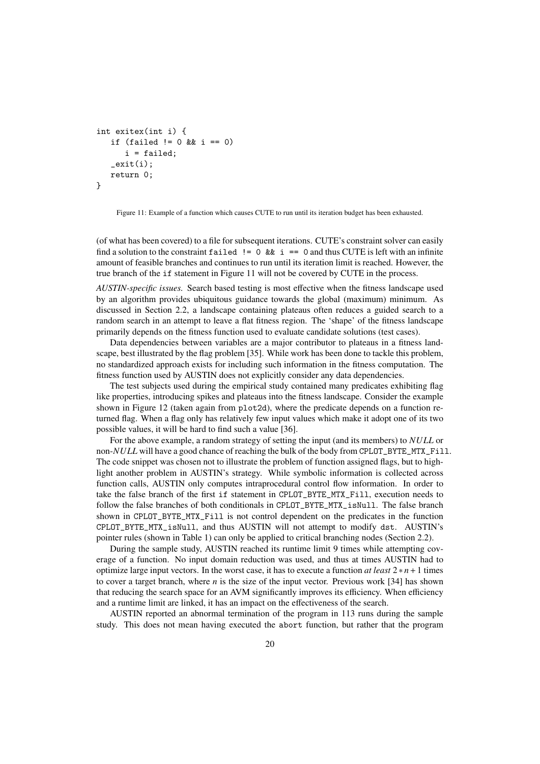```
int exitex(int i) {
   if (failed != 0 && i == 0)
      i = failed;
   _exit(i);
   return 0;
}
```

Figure 11: Example of a function which causes CUTE to run until its iteration budget has been exhausted.

(of what has been covered) to a file for subsequent iterations. CUTE's constraint solver can easily find a solution to the constraint `failed != 0 && i == 0` and thus CUTE is left with an infinite amount of feasible branches and continues to run until its iteration limit is reached. However, the true branch of the `if` statement in Figure 11 will not be covered by CUTE in the process.

*AUSTIN-specific issues.* Search based testing is most effective when the fitness landscape used by an algorithm provides ubiquitous guidance towards the global (maximum) minimum. As discussed in Section 2.2, a landscape containing plateaus often reduces a guided search to a random search in an attempt to leave a flat fitness region. The 'shape' of the fitness landscape primarily depends on the fitness function used to evaluate candidate solutions (test cases).

Data dependencies between variables are a major contributor to plateaus in a fitness landscape, best illustrated by the flag problem [35]. While work has been done to tackle this problem, no standardized approach exists for including such information in the fitness computation. The fitness function used by AUSTIN does not explicitly consider any data dependencies.

The test subjects used during the empirical study contained many predicates exhibiting flag like properties, introducing spikes and plateaus into the fitness landscape. Consider the example shown in Figure 12 (taken again from `plot2d`), where the predicate depends on a function returned flag. When a flag only has relatively few input values which make it adopt one of its two possible values, it will be hard to find such a value [36].

For the above example, a random strategy of setting the input (and its members) to $NULL$ or non-$NULL$ will have a good chance of reaching the bulk of the body from `CPLOT_BYTE_MTX_Fill`. The code snippet was chosen not to illustrate the problem of function assigned flags, but to highlight another problem in AUSTIN's strategy. While symbolic information is collected across function calls, AUSTIN only computes intraprocedural control flow information. In order to take the false branch of the first `if` statement in `CPLOT_BYTE_MTX_Fill`, execution needs to follow the false branches of both conditionals in `CPLOT_BYTE_MTX_isNull`. The false branch shown in `CPLOT_BYTE_MTX_Fill` is not control dependent on the predicates in the function `CPLOT_BYTE_MTX_isNull`, and thus AUSTIN will not attempt to modify `dst`. AUSTIN's pointer rules (shown in Table 1) can only be applied to critical branching nodes (Section 2.2).

During the sample study, AUSTIN reached its runtime limit 9 times while attempting coverage of a function. No input domain reduction was used, and thus at times AUSTIN had to optimize large input vectors. In the worst case, it has to execute a function *at least* $2 * n + 1$ times to cover a target branch, where $n$ is the size of the input vector. Previous work [34] has shown that reducing the search space for an AVM significantly improves its efficiency. When efficiency and a runtime limit are linked, it has an impact on the effectiveness of the search.

AUSTIN reported an abnormal termination of the program in 113 runs during the sample study. This does not mean having executed the `abort` function, but rather that the program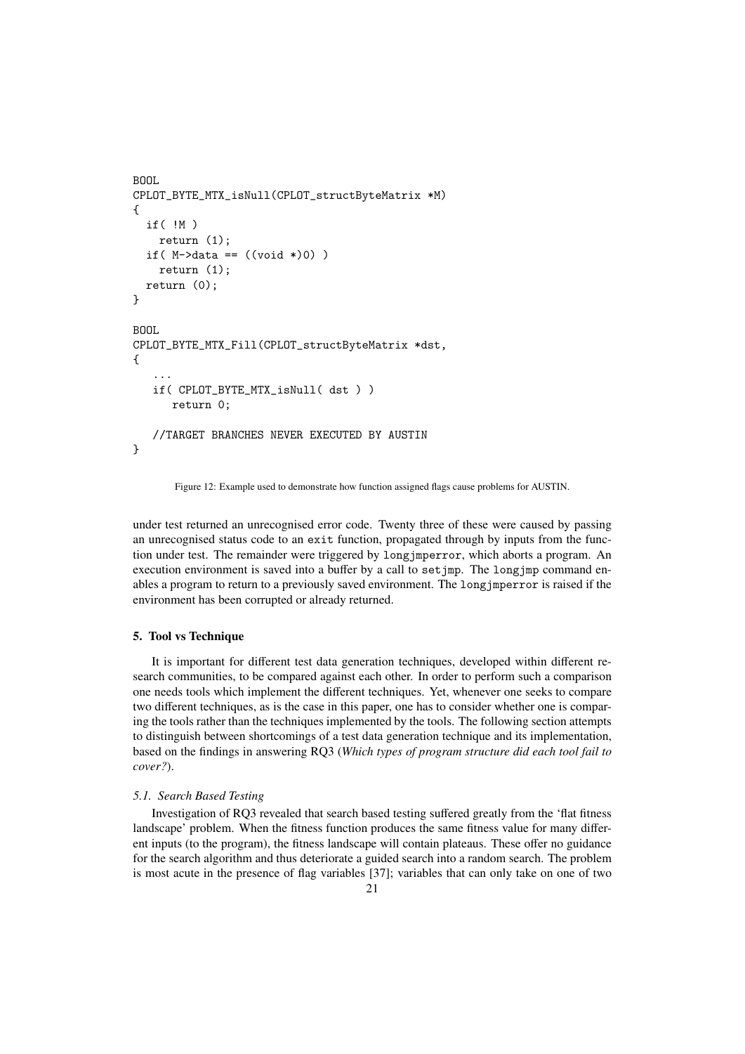```
BOOL
CPLOT_BYTE_MTX_isNull(CPLOT_structByteMatrix *M)
{
  if( !M )
    return (1);
  if( M->data == ((void *)0) )
    return (1);
  return (0);
}

BOOL
CPLOT_BYTE_MTX_Fill(CPLOT_structByteMatrix *dst,
{
   ...
   if( CPLOT_BYTE_MTX_isNull( dst ) )
      return 0;

   //TARGET BRANCHES NEVER EXECUTED BY AUSTIN
}
```

Figure 12: Example used to demonstrate how function assigned flags cause problems for AUSTIN.

under test returned an unrecognised error code. Twenty three of these were caused by passing an unrecognised status code to an `exit` function, propagated through by inputs from the function under test. The remainder were triggered by `longjmperror`, which aborts a program. An execution environment is saved into a buffer by a call to `setjmp`. The `longjmp` command enables a program to return to a previously saved environment. The `longjmperror` is raised if the environment has been corrupted or already returned.

## 5. Tool vs Technique

It is important for different test data generation techniques, developed within different research communities, to be compared against each other. In order to perform such a comparison one needs tools which implement the different techniques. Yet, whenever one seeks to compare two different techniques, as is the case in this paper, one has to consider whether one is comparing the tools rather than the techniques implemented by the tools. The following section attempts to distinguish between shortcomings of a test data generation technique and its implementation, based on the findings in answering RQ3 (*Which types of program structure did each tool fail to cover?*).

### 5.1. Search Based Testing

Investigation of RQ3 revealed that search based testing suffered greatly from the 'flat fitness landscape' problem. When the fitness function produces the same fitness value for many different inputs (to the program), the fitness landscape will contain plateaus. These offer no guidance for the search algorithm and thus deteriorate a guided search into a random search. The problem is most acute in the presence of flag variables [37]; variables that can only take on one of two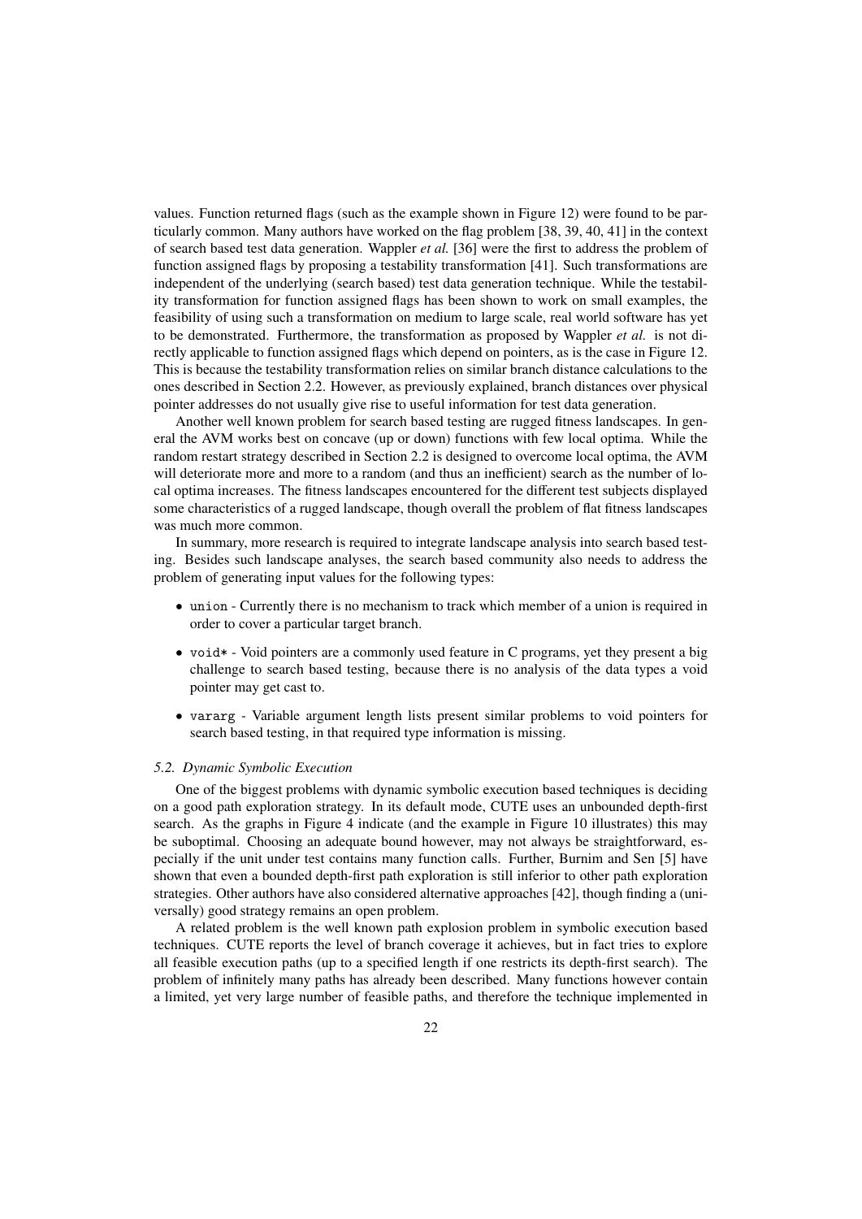values. Function returned flags (such as the example shown in Figure 12) were found to be particularly common. Many authors have worked on the flag problem [38, 39, 40, 41] in the context of search based test data generation. Wappler *et al.* [36] were the first to address the problem of function assigned flags by proposing a testability transformation [41]. Such transformations are independent of the underlying (search based) test data generation technique. While the testability transformation for function assigned flags has been shown to work on small examples, the feasibility of using such a transformation on medium to large scale, real world software has yet to be demonstrated. Furthermore, the transformation as proposed by Wappler *et al.* is not directly applicable to function assigned flags which depend on pointers, as is the case in Figure 12. This is because the testability transformation relies on similar branch distance calculations to the ones described in Section 2.2. However, as previously explained, branch distances over physical pointer addresses do not usually give rise to useful information for test data generation.

Another well known problem for search based testing are rugged fitness landscapes. In general the AVM works best on concave (up or down) functions with few local optima. While the random restart strategy described in Section 2.2 is designed to overcome local optima, the AVM will deteriorate more and more to a random (and thus an inefficient) search as the number of local optima increases. The fitness landscapes encountered for the different test subjects displayed some characteristics of a rugged landscape, though overall the problem of flat fitness landscapes was much more common.

In summary, more research is required to integrate landscape analysis into search based testing. Besides such landscape analyses, the search based community also needs to address the problem of generating input values for the following types:

- `union` - Currently there is no mechanism to track which member of a union is required in order to cover a particular target branch.
- `void*` - Void pointers are a commonly used feature in C programs, yet they present a big challenge to search based testing, because there is no analysis of the data types a void pointer may get cast to.
- `vararg` - Variable argument length lists present similar problems to void pointers for search based testing, in that required type information is missing.

### *5.2. Dynamic Symbolic Execution*

One of the biggest problems with dynamic symbolic execution based techniques is deciding on a good path exploration strategy. In its default mode, CUTE uses an unbounded depth-first search. As the graphs in Figure 4 indicate (and the example in Figure 10 illustrates) this may be suboptimal. Choosing an adequate bound however, may not always be straightforward, especially if the unit under test contains many function calls. Further, Burnim and Sen [5] have shown that even a bounded depth-first path exploration is still inferior to other path exploration strategies. Other authors have also considered alternative approaches [42], though finding a (universally) good strategy remains an open problem.

A related problem is the well known path explosion problem in symbolic execution based techniques. CUTE reports the level of branch coverage it achieves, but in fact tries to explore all feasible execution paths (up to a specified length if one restricts its depth-first search). The problem of infinitely many paths has already been described. Many functions however contain a limited, yet very large number of feasible paths, and therefore the technique implemented in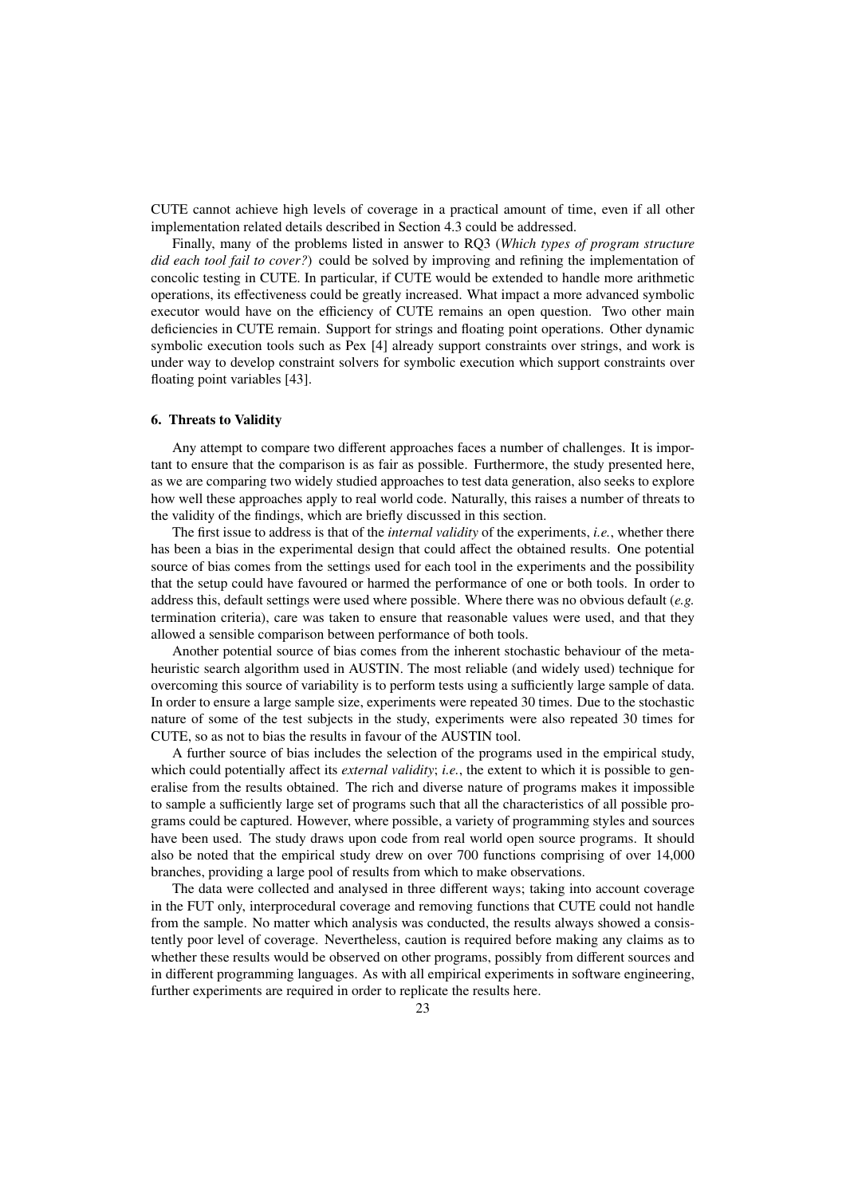CUTE cannot achieve high levels of coverage in a practical amount of time, even if all other implementation related details described in Section 4.3 could be addressed.

Finally, many of the problems listed in answer to RQ3 (*Which types of program structure did each tool fail to cover?*) could be solved by improving and refining the implementation of concolic testing in CUTE. In particular, if CUTE would be extended to handle more arithmetic operations, its effectiveness could be greatly increased. What impact a more advanced symbolic executor would have on the efficiency of CUTE remains an open question. Two other main deficiencies in CUTE remain. Support for strings and floating point operations. Other dynamic symbolic execution tools such as Pex [4] already support constraints over strings, and work is under way to develop constraint solvers for symbolic execution which support constraints over floating point variables [43].

### 6. Threats to Validity

Any attempt to compare two different approaches faces a number of challenges. It is important to ensure that the comparison is as fair as possible. Furthermore, the study presented here, as we are comparing two widely studied approaches to test data generation, also seeks to explore how well these approaches apply to real world code. Naturally, this raises a number of threats to the validity of the findings, which are briefly discussed in this section.

The first issue to address is that of the *internal validity* of the experiments, *i.e.*, whether there has been a bias in the experimental design that could affect the obtained results. One potential source of bias comes from the settings used for each tool in the experiments and the possibility that the setup could have favoured or harmed the performance of one or both tools. In order to address this, default settings were used where possible. Where there was no obvious default (*e.g.* termination criteria), care was taken to ensure that reasonable values were used, and that they allowed a sensible comparison between performance of both tools.

Another potential source of bias comes from the inherent stochastic behaviour of the meta-heuristic search algorithm used in AUSTIN. The most reliable (and widely used) technique for overcoming this source of variability is to perform tests using a sufficiently large sample of data. In order to ensure a large sample size, experiments were repeated 30 times. Due to the stochastic nature of some of the test subjects in the study, experiments were also repeated 30 times for CUTE, so as not to bias the results in favour of the AUSTIN tool.

A further source of bias includes the selection of the programs used in the empirical study, which could potentially affect its *external validity*; *i.e.*, the extent to which it is possible to generalise from the results obtained. The rich and diverse nature of programs makes it impossible to sample a sufficiently large set of programs such that all the characteristics of all possible programs could be captured. However, where possible, a variety of programming styles and sources have been used. The study draws upon code from real world open source programs. It should also be noted that the empirical study drew on over 700 functions comprising of over 14,000 branches, providing a large pool of results from which to make observations.

The data were collected and analysed in three different ways; taking into account coverage in the FUT only, interprocedural coverage and removing functions that CUTE could not handle from the sample. No matter which analysis was conducted, the results always showed a consistently poor level of coverage. Nevertheless, caution is required before making any claims as to whether these results would be observed on other programs, possibly from different sources and in different programming languages. As with all empirical experiments in software engineering, further experiments are required in order to replicate the results here.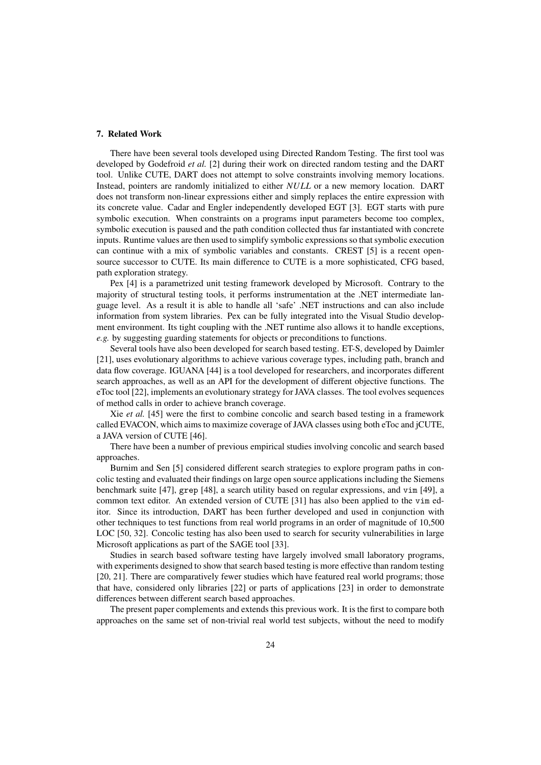## 7. Related Work

There have been several tools developed using Directed Random Testing. The first tool was developed by Godefroid *et al.* [2] during their work on directed random testing and the DART tool. Unlike CUTE, DART does not attempt to solve constraints involving memory locations. Instead, pointers are randomly initialized to either *NULL* or a new memory location. DART does not transform non-linear expressions either and simply replaces the entire expression with its concrete value. Cadar and Engler independently developed EGT [3]. EGT starts with pure symbolic execution. When constraints on a programs input parameters become too complex, symbolic execution is paused and the path condition collected thus far instantiated with concrete inputs. Runtime values are then used to simplify symbolic expressions so that symbolic execution can continue with a mix of symbolic variables and constants. CREST [5] is a recent open-source successor to CUTE. Its main difference to CUTE is a more sophisticated, CFG based, path exploration strategy.

Pex [4] is a parametrized unit testing framework developed by Microsoft. Contrary to the majority of structural testing tools, it performs instrumentation at the .NET intermediate language level. As a result it is able to handle all 'safe' .NET instructions and can also include information from system libraries. Pex can be fully integrated into the Visual Studio development environment. Its tight coupling with the .NET runtime also allows it to handle exceptions, *e.g.* by suggesting guarding statements for objects or preconditions to functions.

Several tools have also been developed for search based testing. ET-S, developed by Daimler [21], uses evolutionary algorithms to achieve various coverage types, including path, branch and data flow coverage. IGUANA [44] is a tool developed for researchers, and incorporates different search approaches, as well as an API for the development of different objective functions. The eToc tool [22], implements an evolutionary strategy for JAVA classes. The tool evolves sequences of method calls in order to achieve branch coverage.

Xie *et al.* [45] were the first to combine concolic and search based testing in a framework called EVACON, which aims to maximize coverage of JAVA classes using both eToc and jCUTE, a JAVA version of CUTE [46].

There have been a number of previous empirical studies involving concolic and search based approaches.

Burnim and Sen [5] considered different search strategies to explore program paths in concolic testing and evaluated their findings on large open source applications including the Siemens benchmark suite [47], `grep` [48], a search utility based on regular expressions, and `vim` [49], a common text editor. An extended version of CUTE [31] has also been applied to the `vim` editor. Since its introduction, DART has been further developed and used in conjunction with other techniques to test functions from real world programs in an order of magnitude of 10,500 LOC [50, 32]. Concolic testing has also been used to search for security vulnerabilities in large Microsoft applications as part of the SAGE tool [33].

Studies in search based software testing have largely involved small laboratory programs, with experiments designed to show that search based testing is more effective than random testing [20, 21]. There are comparatively fewer studies which have featured real world programs; those that have, considered only libraries [22] or parts of applications [23] in order to demonstrate differences between different search based approaches.

The present paper complements and extends this previous work. It is the first to compare both approaches on the same set of non-trivial real world test subjects, without the need to modify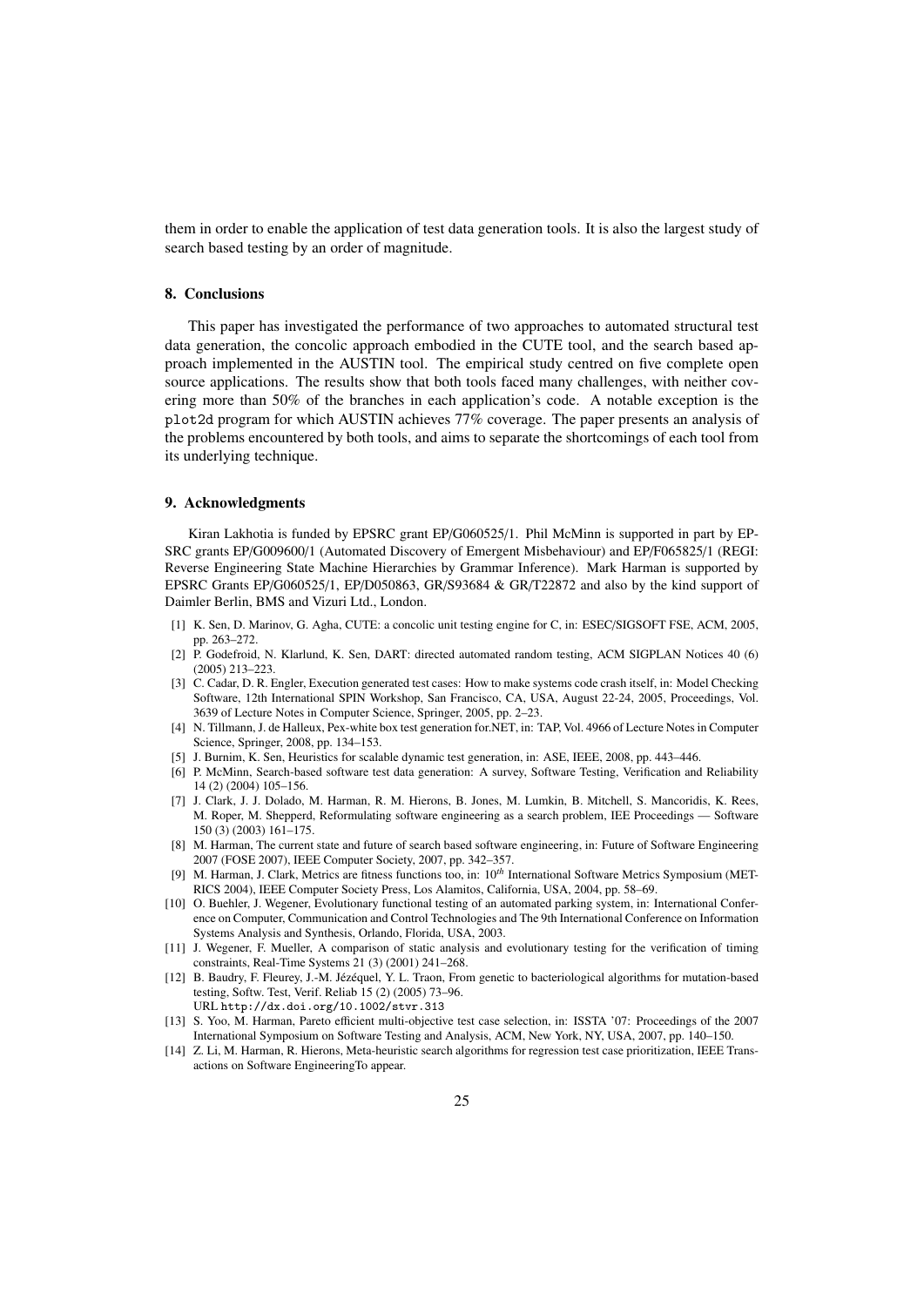them in order to enable the application of test data generation tools. It is also the largest study of search based testing by an order of magnitude.

## 8. Conclusions

This paper has investigated the performance of two approaches to automated structural test data generation, the concolic approach embodied in the CUTE tool, and the search based approach implemented in the AUSTIN tool. The empirical study centred on five complete open source applications. The results show that both tools faced many challenges, with neither covering more than 50% of the branches in each application's code. A notable exception is the `plot2d` program for which AUSTIN achieves 77% coverage. The paper presents an analysis of the problems encountered by both tools, and aims to separate the shortcomings of each tool from its underlying technique.

## 9. Acknowledgments

Kiran Lakhotia is funded by EPSRC grant EP/G060525/1. Phil McMinn is supported in part by EPSRC grants EP/G009600/1 (Automated Discovery of Emergent Misbehaviour) and EP/F065825/1 (REGI: Reverse Engineering State Machine Hierarchies by Grammar Inference). Mark Harman is supported by EPSRC Grants EP/G060525/1, EP/D050863, GR/S93684 & GR/T22872 and also by the kind support of Daimler Berlin, BMS and Vizuri Ltd., London.

- [1] K. Sen, D. Marinov, G. Agha, CUTE: a concolic unit testing engine for C, in: ESEC/SIGSOFT FSE, ACM, 2005, pp. 263–272.
- [2] P. Godefroid, N. Klarlund, K. Sen, DART: directed automated random testing, ACM SIGPLAN Notices 40 (6) (2005) 213–223.
- [3] C. Cadar, D. R. Engler, Execution generated test cases: How to make systems code crash itself, in: Model Checking Software, 12th International SPIN Workshop, San Francisco, CA, USA, August 22-24, 2005, Proceedings, Vol. 3639 of Lecture Notes in Computer Science, Springer, 2005, pp. 2–23.
- [4] N. Tillmann, J. de Halleux, Pex-white box test generation for.NET, in: TAP, Vol. 4966 of Lecture Notes in Computer Science, Springer, 2008, pp. 134–153.
- [5] J. Burnim, K. Sen, Heuristics for scalable dynamic test generation, in: ASE, IEEE, 2008, pp. 443–446.
- [6] P. McMinn, Search-based software test data generation: A survey, Software Testing, Verification and Reliability 14 (2) (2004) 105–156.
- [7] J. Clark, J. J. Dolado, M. Harman, R. M. Hierons, B. Jones, M. Lumkin, B. Mitchell, S. Mancoridis, K. Rees, M. Roper, M. Shepperd, Reformulating software engineering as a search problem, IEE Proceedings — Software 150 (3) (2003) 161–175.
- [8] M. Harman, The current state and future of search based software engineering, in: Future of Software Engineering 2007 (FOSE 2007), IEEE Computer Society, 2007, pp. 342–357.
- [9] M. Harman, J. Clark, Metrics are fitness functions too, in: $10^{th}$ International Software Metrics Symposium (METRICS 2004), IEEE Computer Society Press, Los Alamitos, California, USA, 2004, pp. 58–69.
- [10] O. Buehler, J. Wegener, Evolutionary functional testing of an automated parking system, in: International Conference on Computer, Communication and Control Technologies and The 9th International Conference on Information Systems Analysis and Synthesis, Orlando, Florida, USA, 2003.
- [11] J. Wegener, F. Mueller, A comparison of static analysis and evolutionary testing for the verification of timing constraints, Real-Time Systems 21 (3) (2001) 241–268.
- [12] B. Baudry, F. Fleurey, J.-M. Jézéquel, Y. L. Traon, From genetic to bacteriological algorithms for mutation-based testing, Softw. Test, Verif. Reliab 15 (2) (2005) 73–96. URL http://dx.doi.org/10.1002/stvr.313
- [13] S. Yoo, M. Harman, Pareto efficient multi-objective test case selection, in: ISSTA '07: Proceedings of the 2007 International Symposium on Software Testing and Analysis, ACM, New York, NY, USA, 2007, pp. 140–150.
- [14] Z. Li, M. Harman, R. Hierons, Meta-heuristic search algorithms for regression test case prioritization, IEEE Transactions on Software EngineeringTo appear.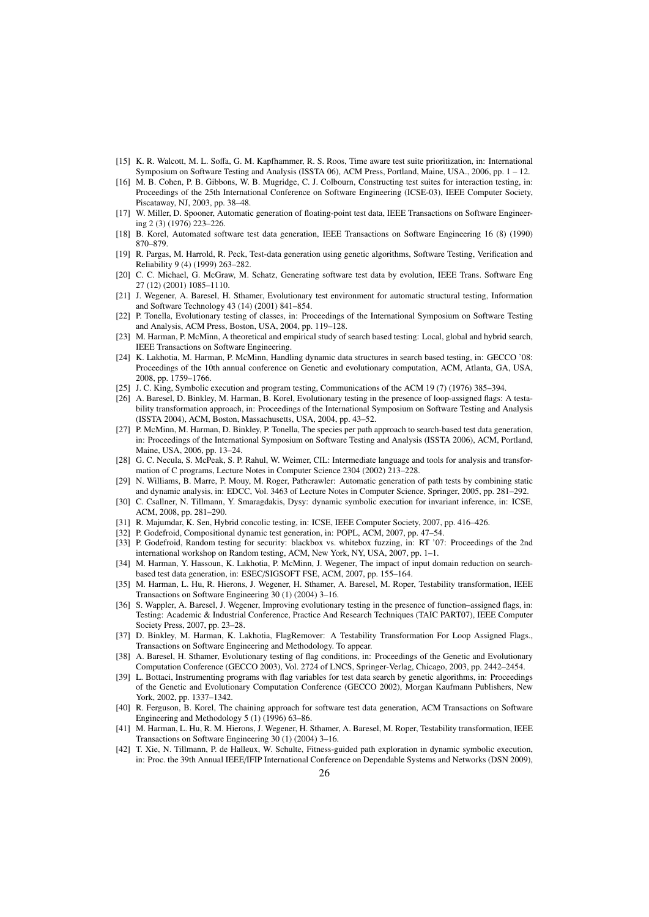[15] K. R. Walcott, M. L. Soffa, G. M. Kapfhammer, R. S. Roos, Time aware test suite prioritization, in: International Symposium on Software Testing and Analysis (ISSTA 06), ACM Press, Portland, Maine, USA., 2006, pp. 1 – 12.

[16] M. B. Cohen, P. B. Gibbons, W. B. Mugridge, C. J. Colbourn, Constructing test suites for interaction testing, in: Proceedings of the 25th International Conference on Software Engineering (ICSE-03), IEEE Computer Society, Piscataway, NJ, 2003, pp. 38–48.

[17] W. Miller, D. Spooner, Automatic generation of floating-point test data, IEEE Transactions on Software Engineering 2 (3) (1976) 223–226.

[18] B. Korel, Automated software test data generation, IEEE Transactions on Software Engineering 16 (8) (1990) 870–879.

[19] R. Pargas, M. Harrold, R. Peck, Test-data generation using genetic algorithms, Software Testing, Verification and Reliability 9 (4) (1999) 263–282.

[20] C. C. Michael, G. McGraw, M. Schatz, Generating software test data by evolution, IEEE Trans. Software Eng 27 (12) (2001) 1085–1110.

[21] J. Wegener, A. Baresel, H. Sthamer, Evolutionary test environment for automatic structural testing, Information and Software Technology 43 (14) (2001) 841–854.

[22] P. Tonella, Evolutionary testing of classes, in: Proceedings of the International Symposium on Software Testing and Analysis, ACM Press, Boston, USA, 2004, pp. 119–128.

[23] M. Harman, P. McMinn, A theoretical and empirical study of search based testing: Local, global and hybrid search, IEEE Transactions on Software Engineering.

[24] K. Lakhotia, M. Harman, P. McMinn, Handling dynamic data structures in search based testing, in: GECCO '08: Proceedings of the 10th annual conference on Genetic and evolutionary computation, ACM, Atlanta, GA, USA, 2008, pp. 1759–1766.

[25] J. C. King, Symbolic execution and program testing, Communications of the ACM 19 (7) (1976) 385–394.

[26] A. Baresel, D. Binkley, M. Harman, B. Korel, Evolutionary testing in the presence of loop-assigned flags: A testability transformation approach, in: Proceedings of the International Symposium on Software Testing and Analysis (ISSTA 2004), ACM, Boston, Massachusetts, USA, 2004, pp. 43–52.

[27] P. McMinn, M. Harman, D. Binkley, P. Tonella, The species per path approach to search-based test data generation, in: Proceedings of the International Symposium on Software Testing and Analysis (ISSTA 2006), ACM, Portland, Maine, USA, 2006, pp. 13–24.

[28] G. C. Necula, S. McPeak, S. P. Rahul, W. Weimer, CIL: Intermediate language and tools for analysis and transformation of C programs, Lecture Notes in Computer Science 2304 (2002) 213–228.

[29] N. Williams, B. Marre, P. Mouy, M. Roger, Pathcrawler: Automatic generation of path tests by combining static and dynamic analysis, in: EDCC, Vol. 3463 of Lecture Notes in Computer Science, Springer, 2005, pp. 281–292.

[30] C. Csallner, N. Tillmann, Y. Smaragdakis, Dysy: dynamic symbolic execution for invariant inference, in: ICSE, ACM, 2008, pp. 281–290.

[31] R. Majumdar, K. Sen, Hybrid concolic testing, in: ICSE, IEEE Computer Society, 2007, pp. 416–426.

[32] P. Godefroid, Compositional dynamic test generation, in: POPL, ACM, 2007, pp. 47–54.

[33] P. Godefroid, Random testing for security: blackbox vs. whitebox fuzzing, in: RT '07: Proceedings of the 2nd international workshop on Random testing, ACM, New York, NY, USA, 2007, pp. 1–1.

[34] M. Harman, Y. Hassoun, K. Lakhotia, P. McMinn, J. Wegener, The impact of input domain reduction on search-based test data generation, in: ESEC/SIGSOFT FSE, ACM, 2007, pp. 155–164.

[35] M. Harman, L. Hu, R. Hierons, J. Wegener, H. Sthamer, A. Baresel, M. Roper, Testability transformation, IEEE Transactions on Software Engineering 30 (1) (2004) 3–16.

[36] S. Wappler, A. Baresel, J. Wegener, Improving evolutionary testing in the presence of function–assigned flags, in: Testing: Academic & Industrial Conference, Practice And Research Techniques (TAIC PART07), IEEE Computer Society Press, 2007, pp. 23–28.

[37] D. Binkley, M. Harman, K. Lakhotia, FlagRemover: A Testability Transformation For Loop Assigned Flags., Transactions on Software Engineering and Methodology. To appear.

[38] A. Baresel, H. Sthamer, Evolutionary testing of flag conditions, in: Proceedings of the Genetic and Evolutionary Computation Conference (GECCO 2003), Vol. 2724 of LNCS, Springer-Verlag, Chicago, 2003, pp. 2442–2454.

[39] L. Bottaci, Instrumenting programs with flag variables for test data search by genetic algorithms, in: Proceedings of the Genetic and Evolutionary Computation Conference (GECCO 2002), Morgan Kaufmann Publishers, New York, 2002, pp. 1337–1342.

[40] R. Ferguson, B. Korel, The chaining approach for software test data generation, ACM Transactions on Software Engineering and Methodology 5 (1) (1996) 63–86.

[41] M. Harman, L. Hu, R. M. Hierons, J. Wegener, H. Sthamer, A. Baresel, M. Roper, Testability transformation, IEEE Transactions on Software Engineering 30 (1) (2004) 3–16.

[42] T. Xie, N. Tillmann, P. de Halleux, W. Schulte, Fitness-guided path exploration in dynamic symbolic execution, in: Proc. the 39th Annual IEEE/IFIP International Conference on Dependable Systems and Networks (DSN 2009),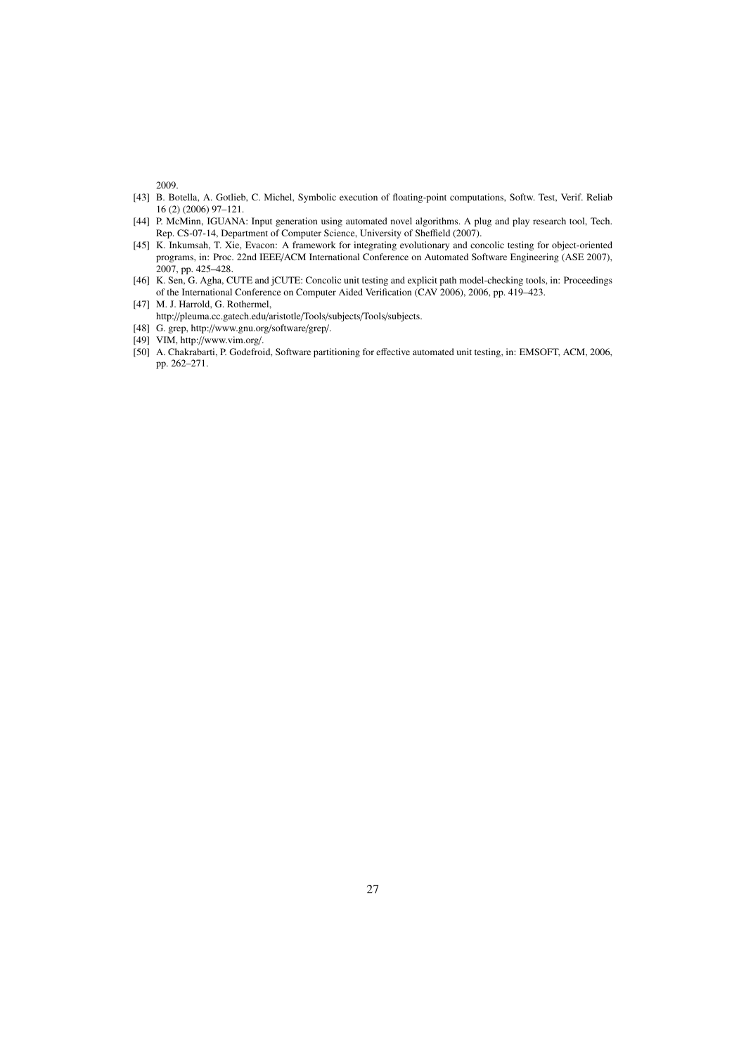2009.

[43] B. Botella, A. Gotlieb, C. Michel, Symbolic execution of floating-point computations, Softw. Test, Verif. Reliab 16 (2) (2006) 97–121.

[44] P. McMinn, IGUANA: Input generation using automated novel algorithms. A plug and play research tool, Tech. Rep. CS-07-14, Department of Computer Science, University of Sheffield (2007).

[45] K. Inkumsah, T. Xie, Evacon: A framework for integrating evolutionary and concolic testing for object-oriented programs, in: Proc. 22nd IEEE/ACM International Conference on Automated Software Engineering (ASE 2007), 2007, pp. 425–428.

[46] K. Sen, G. Agha, CUTE and jCUTE: Concolic unit testing and explicit path model-checking tools, in: Proceedings of the International Conference on Computer Aided Verification (CAV 2006), 2006, pp. 419–423.

[47] M. J. Harrold, G. Rothermel, http://pleuma.cc.gatech.edu/aristotle/Tools/subjects/Tools/subjects.

[48] G. grep, http://www.gnu.org/software/grep/.

[49] VIM, http://www.vim.org/.

[50] A. Chakrabarti, P. Godefroid, Software partitioning for effective automated unit testing, in: EMSOFT, ACM, 2006, pp. 262–271.